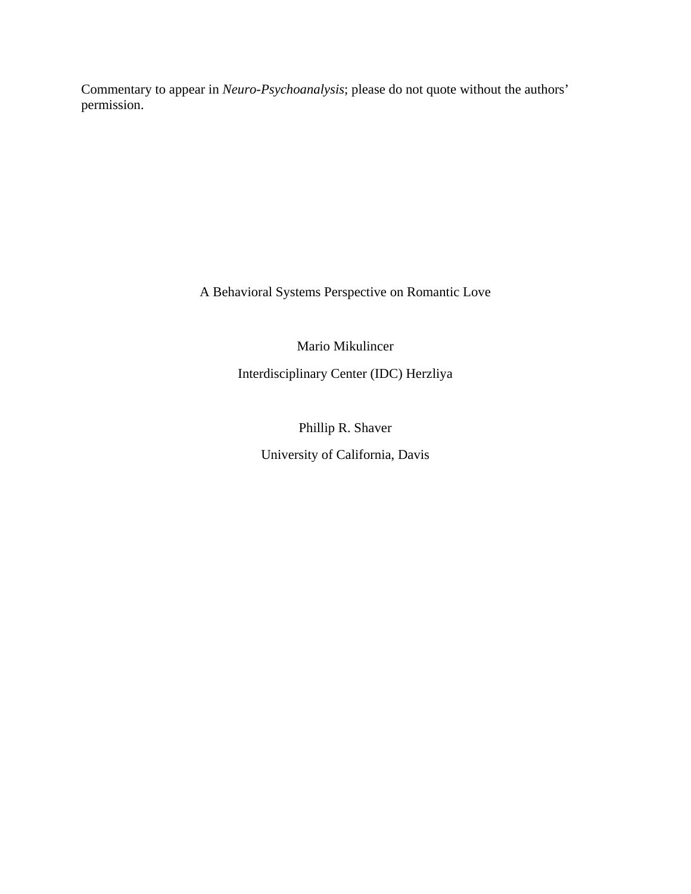Commentary to appear in *Neuro-Psychoanalysis*; please do not quote without the authors' permission.

# A Behavioral Systems Perspective on Romantic Love

Mario Mikulincer

Interdisciplinary Center (IDC) Herzliya

Phillip R. Shaver

University of California, Davis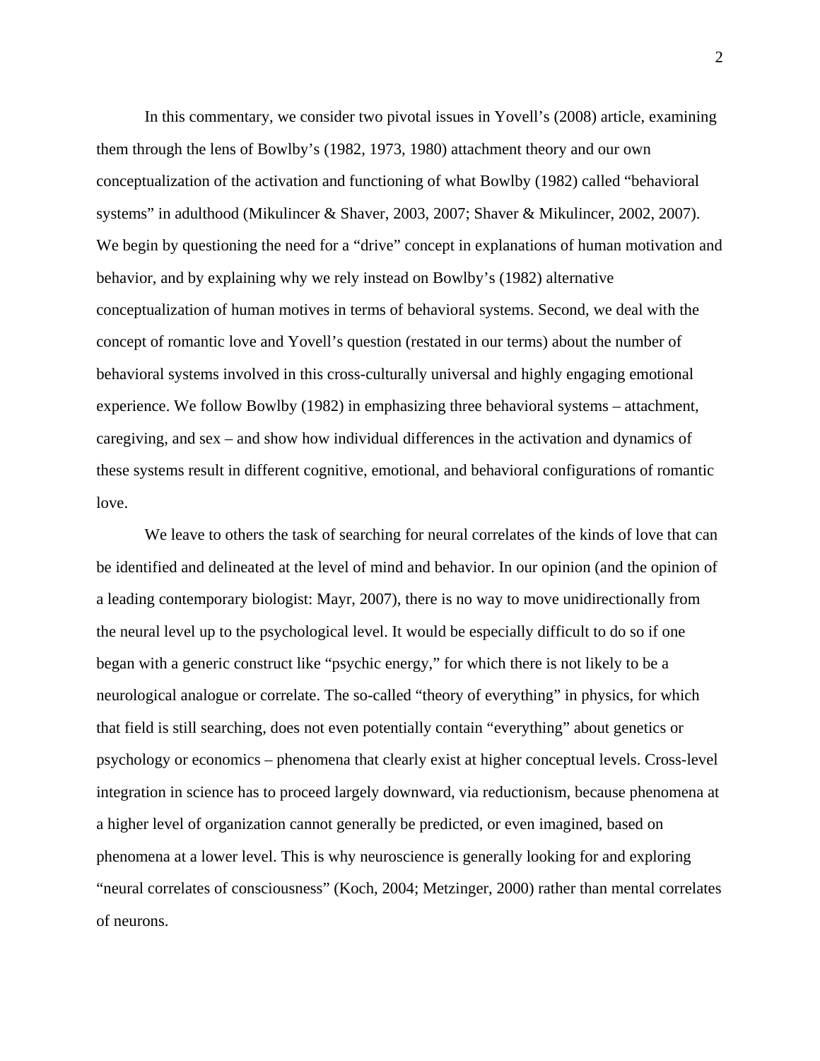In this commentary, we consider two pivotal issues in Yovell's (2008) article, examining them through the lens of Bowlby's (1982, 1973, 1980) attachment theory and our own conceptualization of the activation and functioning of what Bowlby (1982) called "behavioral systems" in adulthood (Mikulincer & Shaver, 2003, 2007; Shaver & Mikulincer, 2002, 2007). We begin by questioning the need for a "drive" concept in explanations of human motivation and behavior, and by explaining why we rely instead on Bowlby's (1982) alternative conceptualization of human motives in terms of behavioral systems. Second, we deal with the concept of romantic love and Yovell's question (restated in our terms) about the number of behavioral systems involved in this cross-culturally universal and highly engaging emotional experience. We follow Bowlby (1982) in emphasizing three behavioral systems – attachment, caregiving, and sex – and show how individual differences in the activation and dynamics of these systems result in different cognitive, emotional, and behavioral configurations of romantic love.

We leave to others the task of searching for neural correlates of the kinds of love that can be identified and delineated at the level of mind and behavior. In our opinion (and the opinion of a leading contemporary biologist: Mayr, 2007), there is no way to move unidirectionally from the neural level up to the psychological level. It would be especially difficult to do so if one began with a generic construct like "psychic energy," for which there is not likely to be a neurological analogue or correlate. The so-called "theory of everything" in physics, for which that field is still searching, does not even potentially contain "everything" about genetics or psychology or economics – phenomena that clearly exist at higher conceptual levels. Cross-level integration in science has to proceed largely downward, via reductionism, because phenomena at a higher level of organization cannot generally be predicted, or even imagined, based on phenomena at a lower level. This is why neuroscience is generally looking for and exploring "neural correlates of consciousness" (Koch, 2004; Metzinger, 2000) rather than mental correlates of neurons.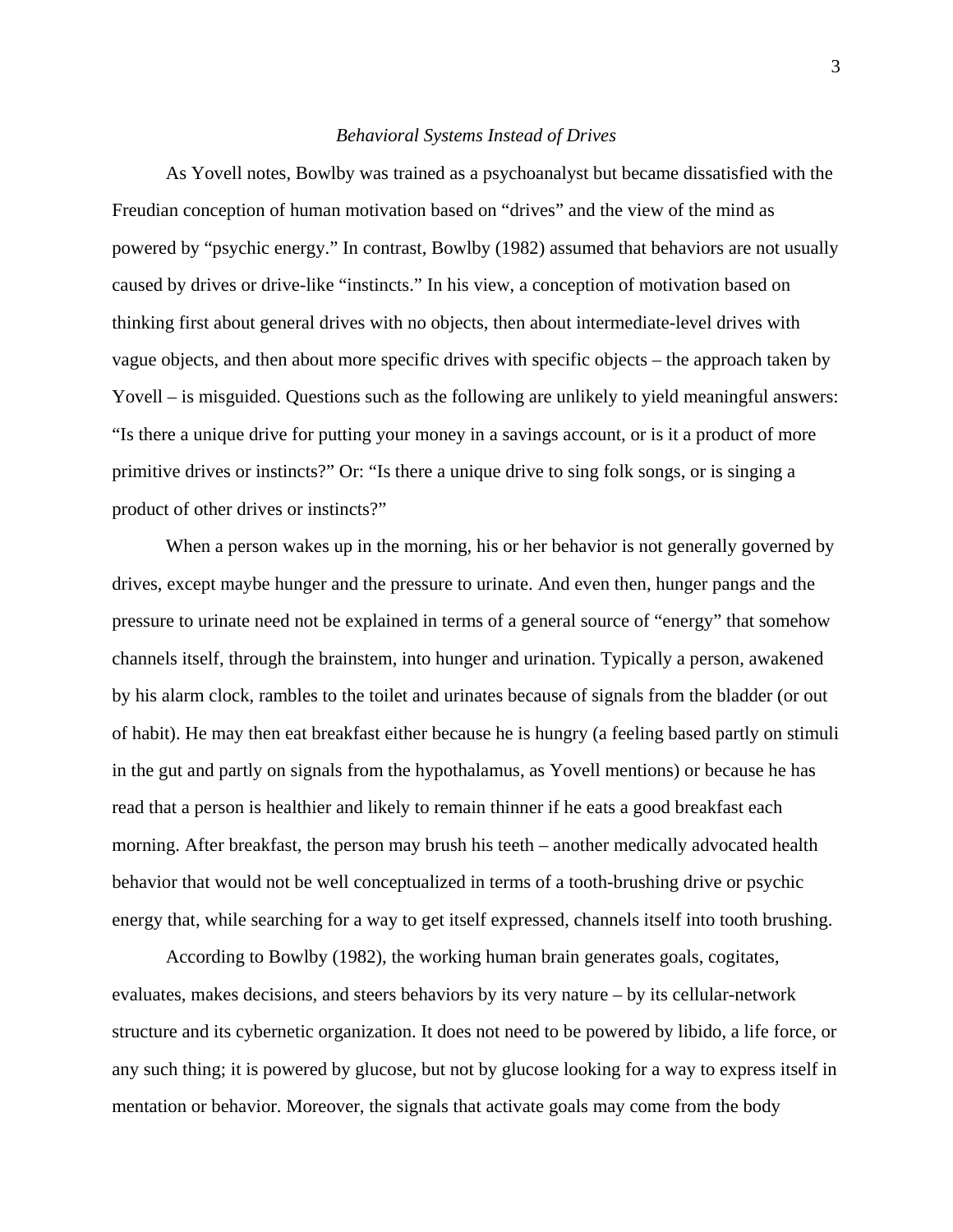*Behavioral Systems Instead of Drives*

As Yovell notes, Bowlby was trained as a psychoanalyst but became dissatisfied with the Freudian conception of human motivation based on "drives" and the view of the mind as powered by "psychic energy." In contrast, Bowlby (1982) assumed that behaviors are not usually caused by drives or drive-like "instincts." In his view, a conception of motivation based on thinking first about general drives with no objects, then about intermediate-level drives with vague objects, and then about more specific drives with specific objects – the approach taken by Yovell – is misguided. Questions such as the following are unlikely to yield meaningful answers: "Is there a unique drive for putting your money in a savings account, or is it a product of more primitive drives or instincts?" Or: "Is there a unique drive to sing folk songs, or is singing a product of other drives or instincts?"

When a person wakes up in the morning, his or her behavior is not generally governed by drives, except maybe hunger and the pressure to urinate. And even then, hunger pangs and the pressure to urinate need not be explained in terms of a general source of "energy" that somehow channels itself, through the brainstem, into hunger and urination. Typically a person, awakened by his alarm clock, rambles to the toilet and urinates because of signals from the bladder (or out of habit). He may then eat breakfast either because he is hungry (a feeling based partly on stimuli in the gut and partly on signals from the hypothalamus, as Yovell mentions) or because he has read that a person is healthier and likely to remain thinner if he eats a good breakfast each morning. After breakfast, the person may brush his teeth – another medically advocated health behavior that would not be well conceptualized in terms of a tooth-brushing drive or psychic energy that, while searching for a way to get itself expressed, channels itself into tooth brushing.

According to Bowlby (1982), the working human brain generates goals, cogitates, evaluates, makes decisions, and steers behaviors by its very nature – by its cellular-network structure and its cybernetic organization. It does not need to be powered by libido, a life force, or any such thing; it is powered by glucose, but not by glucose looking for a way to express itself in mentation or behavior. Moreover, the signals that activate goals may come from the body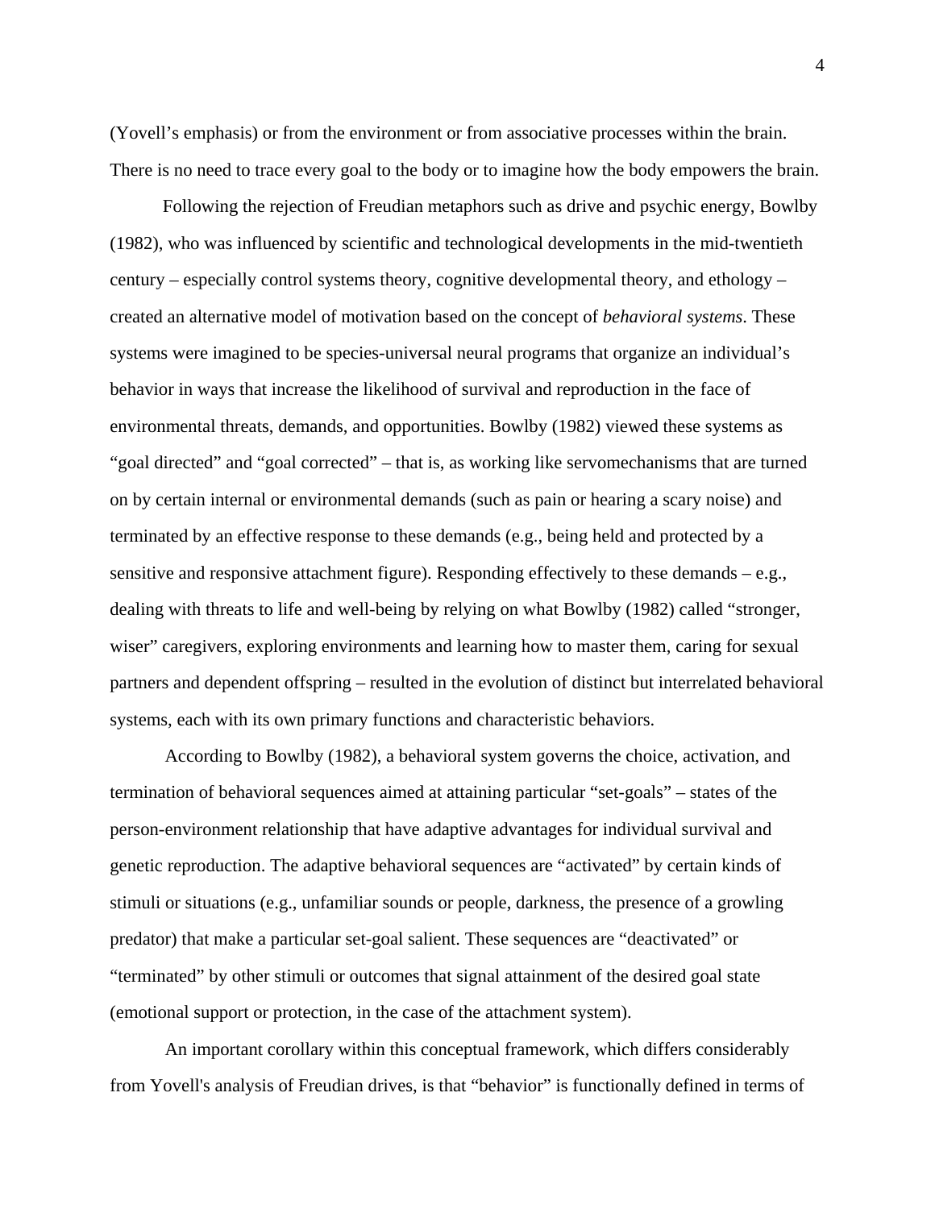(Yovell's emphasis) or from the environment or from associative processes within the brain. There is no need to trace every goal to the body or to imagine how the body empowers the brain.

Following the rejection of Freudian metaphors such as drive and psychic energy, Bowlby (1982), who was influenced by scientific and technological developments in the mid-twentieth century – especially control systems theory, cognitive developmental theory, and ethology – created an alternative model of motivation based on the concept of *behavioral systems*. These systems were imagined to be species-universal neural programs that organize an individual's behavior in ways that increase the likelihood of survival and reproduction in the face of environmental threats, demands, and opportunities. Bowlby (1982) viewed these systems as "goal directed" and "goal corrected" – that is, as working like servomechanisms that are turned on by certain internal or environmental demands (such as pain or hearing a scary noise) and terminated by an effective response to these demands (e.g., being held and protected by a sensitive and responsive attachment figure). Responding effectively to these demands – e.g., dealing with threats to life and well-being by relying on what Bowlby (1982) called "stronger, wiser" caregivers, exploring environments and learning how to master them, caring for sexual partners and dependent offspring – resulted in the evolution of distinct but interrelated behavioral systems, each with its own primary functions and characteristic behaviors.

According to Bowlby (1982), a behavioral system governs the choice, activation, and termination of behavioral sequences aimed at attaining particular "set-goals" – states of the person-environment relationship that have adaptive advantages for individual survival and genetic reproduction. The adaptive behavioral sequences are "activated" by certain kinds of stimuli or situations (e.g., unfamiliar sounds or people, darkness, the presence of a growling predator) that make a particular set-goal salient. These sequences are "deactivated" or "terminated" by other stimuli or outcomes that signal attainment of the desired goal state (emotional support or protection, in the case of the attachment system).

An important corollary within this conceptual framework, which differs considerably from Yovell's analysis of Freudian drives, is that "behavior" is functionally defined in terms of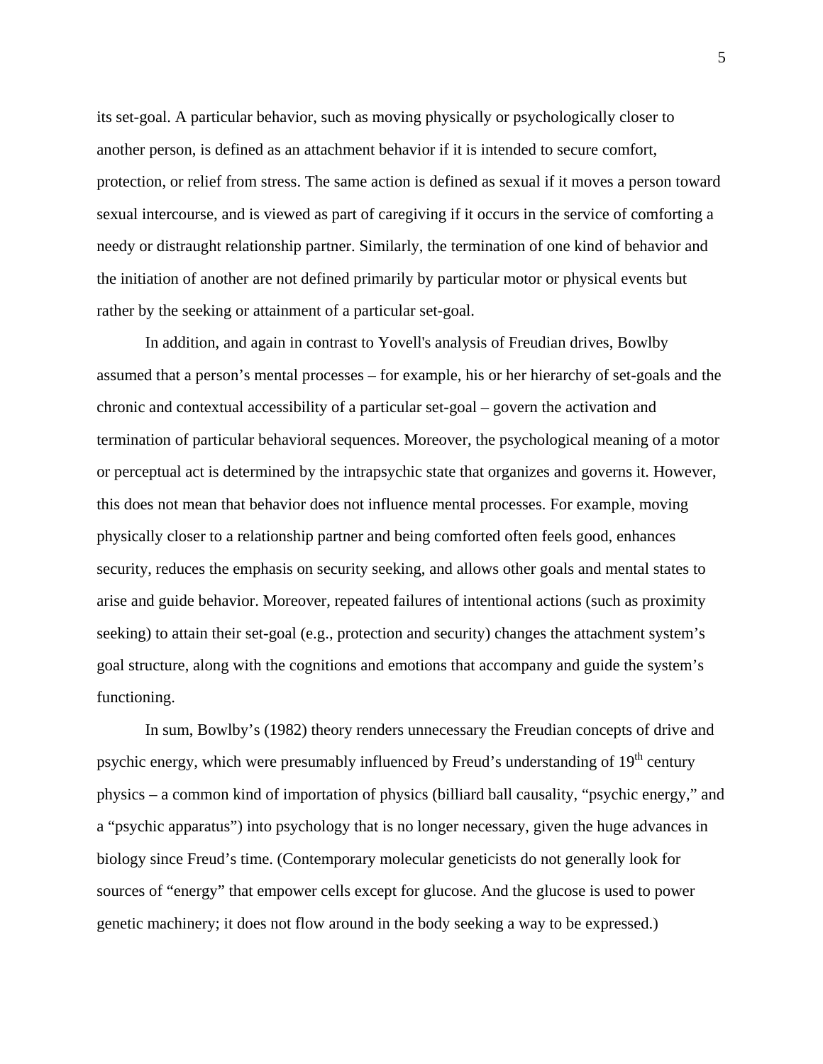its set-goal. A particular behavior, such as moving physically or psychologically closer to another person, is defined as an attachment behavior if it is intended to secure comfort, protection, or relief from stress. The same action is defined as sexual if it moves a person toward sexual intercourse, and is viewed as part of caregiving if it occurs in the service of comforting a needy or distraught relationship partner. Similarly, the termination of one kind of behavior and the initiation of another are not defined primarily by particular motor or physical events but rather by the seeking or attainment of a particular set-goal.

In addition, and again in contrast to Yovell's analysis of Freudian drives, Bowlby assumed that a person's mental processes – for example, his or her hierarchy of set-goals and the chronic and contextual accessibility of a particular set-goal – govern the activation and termination of particular behavioral sequences. Moreover, the psychological meaning of a motor or perceptual act is determined by the intrapsychic state that organizes and governs it. However, this does not mean that behavior does not influence mental processes. For example, moving physically closer to a relationship partner and being comforted often feels good, enhances security, reduces the emphasis on security seeking, and allows other goals and mental states to arise and guide behavior. Moreover, repeated failures of intentional actions (such as proximity seeking) to attain their set-goal (e.g., protection and security) changes the attachment system's goal structure, along with the cognitions and emotions that accompany and guide the system's functioning.

In sum, Bowlby's (1982) theory renders unnecessary the Freudian concepts of drive and psychic energy, which were presumably influenced by Freud's understanding of 19th century physics – a common kind of importation of physics (billiard ball causality, "psychic energy," and a "psychic apparatus") into psychology that is no longer necessary, given the huge advances in biology since Freud's time. (Contemporary molecular geneticists do not generally look for sources of "energy" that empower cells except for glucose. And the glucose is used to power genetic machinery; it does not flow around in the body seeking a way to be expressed.)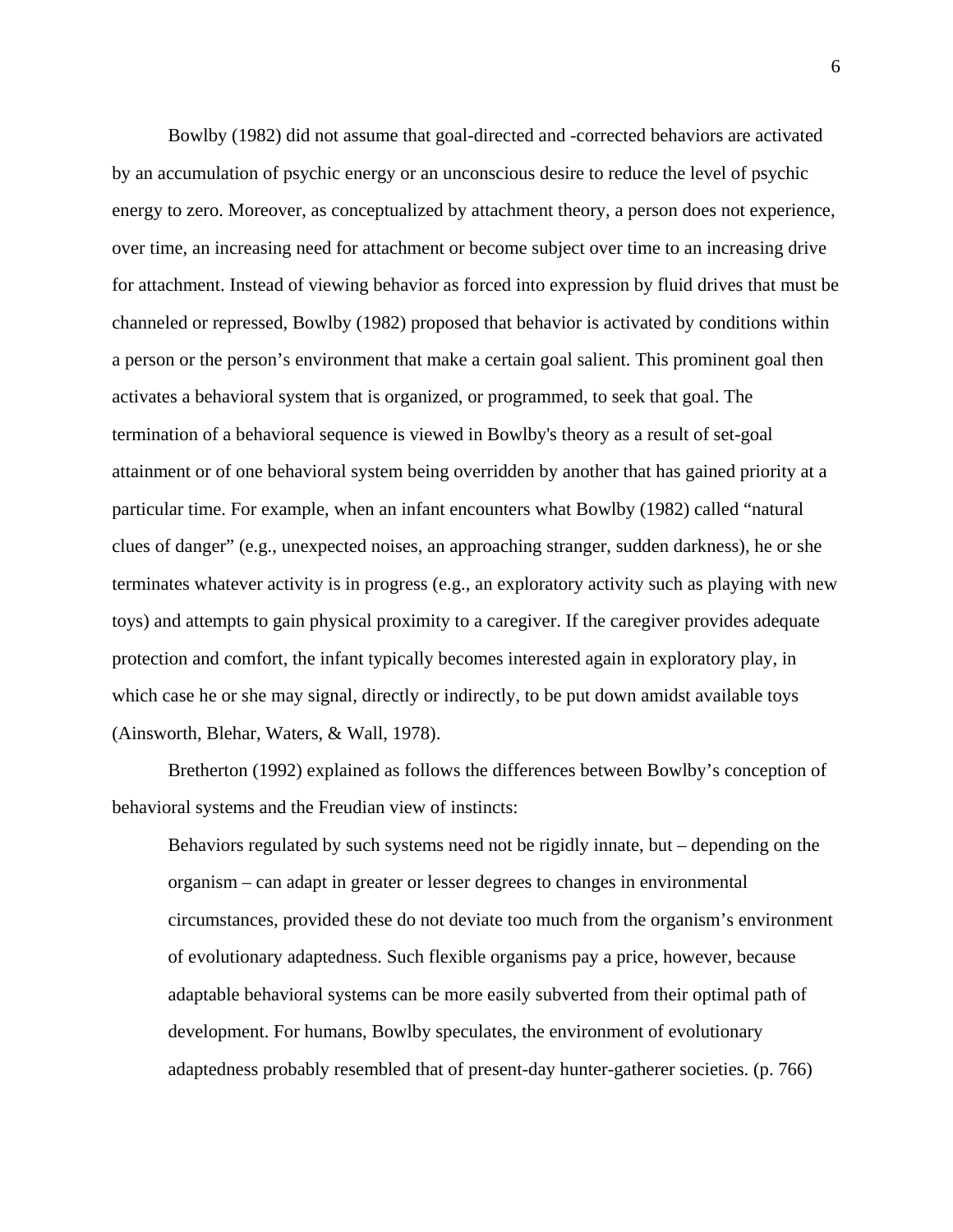Bowlby (1982) did not assume that goal-directed and -corrected behaviors are activated by an accumulation of psychic energy or an unconscious desire to reduce the level of psychic energy to zero. Moreover, as conceptualized by attachment theory, a person does not experience, over time, an increasing need for attachment or become subject over time to an increasing drive for attachment. Instead of viewing behavior as forced into expression by fluid drives that must be channeled or repressed, Bowlby (1982) proposed that behavior is activated by conditions within a person or the person's environment that make a certain goal salient. This prominent goal then activates a behavioral system that is organized, or programmed, to seek that goal. The termination of a behavioral sequence is viewed in Bowlby's theory as a result of set-goal attainment or of one behavioral system being overridden by another that has gained priority at a particular time. For example, when an infant encounters what Bowlby (1982) called "natural clues of danger" (e.g., unexpected noises, an approaching stranger, sudden darkness), he or she terminates whatever activity is in progress (e.g., an exploratory activity such as playing with new toys) and attempts to gain physical proximity to a caregiver. If the caregiver provides adequate protection and comfort, the infant typically becomes interested again in exploratory play, in which case he or she may signal, directly or indirectly, to be put down amidst available toys (Ainsworth, Blehar, Waters, & Wall, 1978).

Bretherton (1992) explained as follows the differences between Bowlby's conception of behavioral systems and the Freudian view of instincts:

> Behaviors regulated by such systems need not be rigidly innate, but – depending on the organism – can adapt in greater or lesser degrees to changes in environmental circumstances, provided these do not deviate too much from the organism's environment of evolutionary adaptedness. Such flexible organisms pay a price, however, because adaptable behavioral systems can be more easily subverted from their optimal path of development. For humans, Bowlby speculates, the environment of evolutionary adaptedness probably resembled that of present-day hunter-gatherer societies. (p. 766)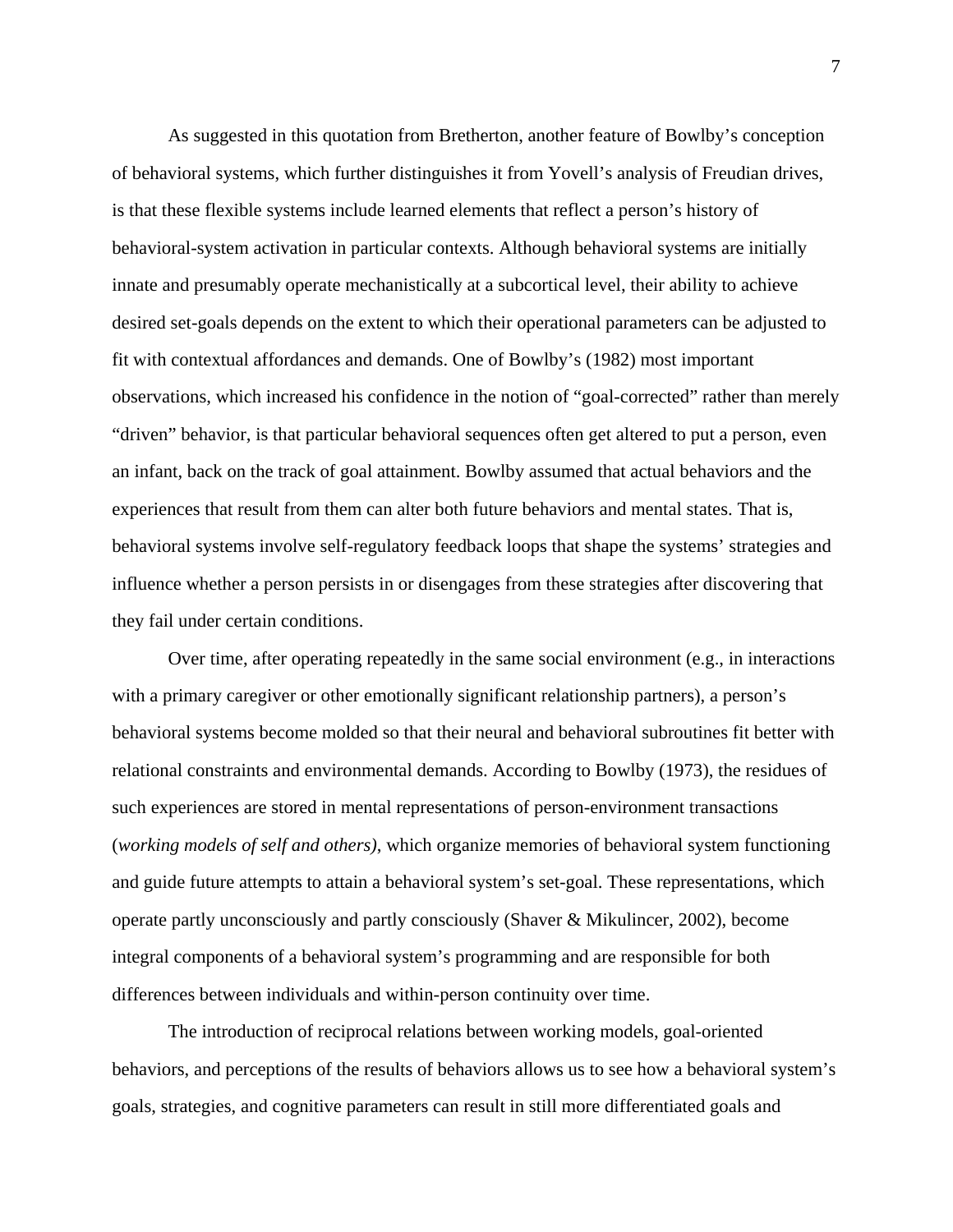As suggested in this quotation from Bretherton, another feature of Bowlby's conception of behavioral systems, which further distinguishes it from Yovell's analysis of Freudian drives, is that these flexible systems include learned elements that reflect a person's history of behavioral-system activation in particular contexts. Although behavioral systems are initially innate and presumably operate mechanistically at a subcortical level, their ability to achieve desired set-goals depends on the extent to which their operational parameters can be adjusted to fit with contextual affordances and demands. One of Bowlby's (1982) most important observations, which increased his confidence in the notion of "goal-corrected" rather than merely "driven" behavior, is that particular behavioral sequences often get altered to put a person, even an infant, back on the track of goal attainment. Bowlby assumed that actual behaviors and the experiences that result from them can alter both future behaviors and mental states. That is, behavioral systems involve self-regulatory feedback loops that shape the systems' strategies and influence whether a person persists in or disengages from these strategies after discovering that they fail under certain conditions.

Over time, after operating repeatedly in the same social environment (e.g., in interactions with a primary caregiver or other emotionally significant relationship partners), a person's behavioral systems become molded so that their neural and behavioral subroutines fit better with relational constraints and environmental demands. According to Bowlby (1973), the residues of such experiences are stored in mental representations of person-environment transactions (*working models of self and others),* which organize memories of behavioral system functioning and guide future attempts to attain a behavioral system's set-goal. These representations, which operate partly unconsciously and partly consciously (Shaver & Mikulincer, 2002), become integral components of a behavioral system's programming and are responsible for both differences between individuals and within-person continuity over time.

The introduction of reciprocal relations between working models, goal-oriented behaviors, and perceptions of the results of behaviors allows us to see how a behavioral system's goals, strategies, and cognitive parameters can result in still more differentiated goals and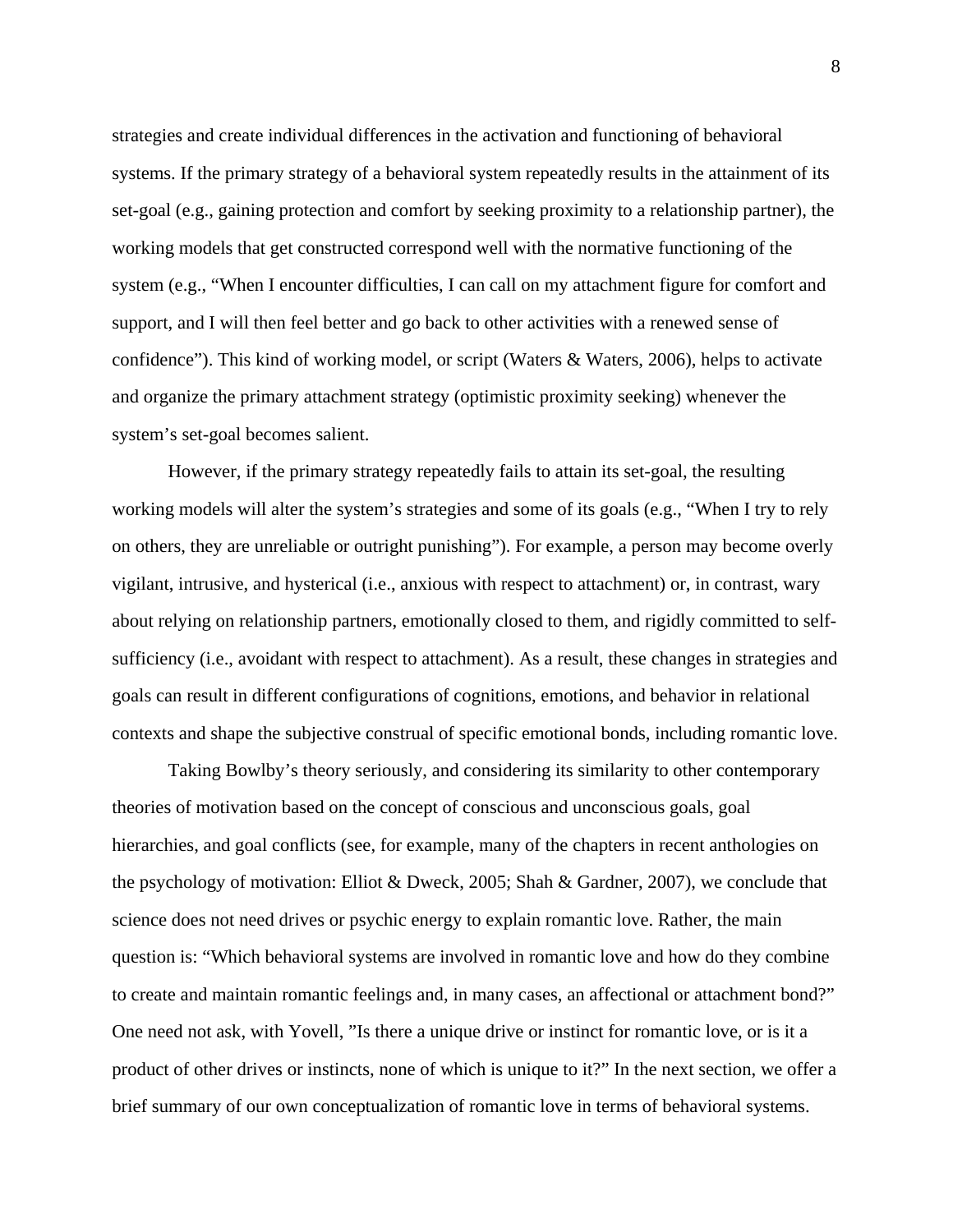strategies and create individual differences in the activation and functioning of behavioral systems. If the primary strategy of a behavioral system repeatedly results in the attainment of its set-goal (e.g., gaining protection and comfort by seeking proximity to a relationship partner), the working models that get constructed correspond well with the normative functioning of the system (e.g., "When I encounter difficulties, I can call on my attachment figure for comfort and support, and I will then feel better and go back to other activities with a renewed sense of confidence"). This kind of working model, or script (Waters & Waters, 2006), helps to activate and organize the primary attachment strategy (optimistic proximity seeking) whenever the system's set-goal becomes salient.

However, if the primary strategy repeatedly fails to attain its set-goal, the resulting working models will alter the system's strategies and some of its goals (e.g., "When I try to rely on others, they are unreliable or outright punishing"). For example, a person may become overly vigilant, intrusive, and hysterical (i.e., anxious with respect to attachment) or, in contrast, wary about relying on relationship partners, emotionally closed to them, and rigidly committed to self-sufficiency (i.e., avoidant with respect to attachment). As a result, these changes in strategies and goals can result in different configurations of cognitions, emotions, and behavior in relational contexts and shape the subjective construal of specific emotional bonds, including romantic love.

Taking Bowlby's theory seriously, and considering its similarity to other contemporary theories of motivation based on the concept of conscious and unconscious goals, goal hierarchies, and goal conflicts (see, for example, many of the chapters in recent anthologies on the psychology of motivation: Elliot & Dweck, 2005; Shah & Gardner, 2007), we conclude that science does not need drives or psychic energy to explain romantic love. Rather, the main question is: "Which behavioral systems are involved in romantic love and how do they combine to create and maintain romantic feelings and, in many cases, an affectional or attachment bond?" One need not ask, with Yovell, "Is there a unique drive or instinct for romantic love, or is it a product of other drives or instincts, none of which is unique to it?" In the next section, we offer a brief summary of our own conceptualization of romantic love in terms of behavioral systems.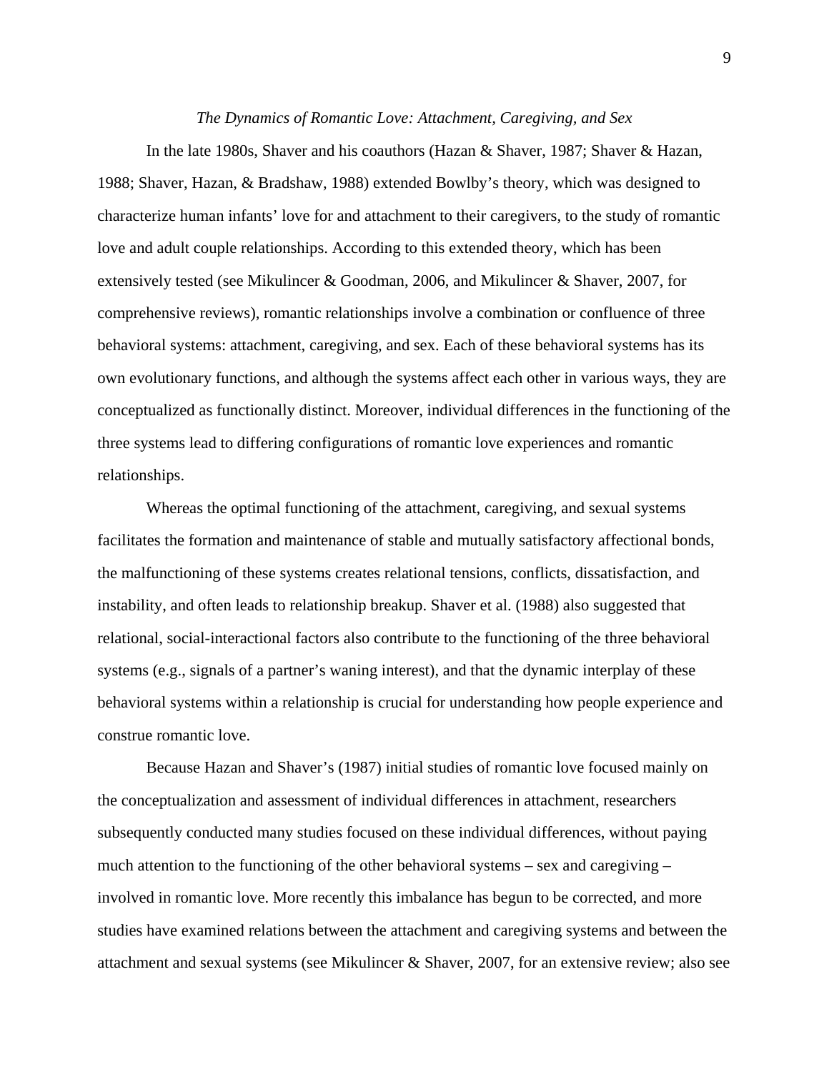### *The Dynamics of Romantic Love: Attachment, Caregiving, and Sex*

In the late 1980s, Shaver and his coauthors (Hazan & Shaver, 1987; Shaver & Hazan, 1988; Shaver, Hazan, & Bradshaw, 1988) extended Bowlby's theory, which was designed to characterize human infants' love for and attachment to their caregivers, to the study of romantic love and adult couple relationships. According to this extended theory, which has been extensively tested (see Mikulincer & Goodman, 2006, and Mikulincer & Shaver, 2007, for comprehensive reviews), romantic relationships involve a combination or confluence of three behavioral systems: attachment, caregiving, and sex. Each of these behavioral systems has its own evolutionary functions, and although the systems affect each other in various ways, they are conceptualized as functionally distinct. Moreover, individual differences in the functioning of the three systems lead to differing configurations of romantic love experiences and romantic relationships.

Whereas the optimal functioning of the attachment, caregiving, and sexual systems facilitates the formation and maintenance of stable and mutually satisfactory affectional bonds, the malfunctioning of these systems creates relational tensions, conflicts, dissatisfaction, and instability, and often leads to relationship breakup. Shaver et al. (1988) also suggested that relational, social-interactional factors also contribute to the functioning of the three behavioral systems (e.g., signals of a partner's waning interest), and that the dynamic interplay of these behavioral systems within a relationship is crucial for understanding how people experience and construe romantic love.

Because Hazan and Shaver's (1987) initial studies of romantic love focused mainly on the conceptualization and assessment of individual differences in attachment, researchers subsequently conducted many studies focused on these individual differences, without paying much attention to the functioning of the other behavioral systems – sex and caregiving – involved in romantic love. More recently this imbalance has begun to be corrected, and more studies have examined relations between the attachment and caregiving systems and between the attachment and sexual systems (see Mikulincer & Shaver, 2007, for an extensive review; also see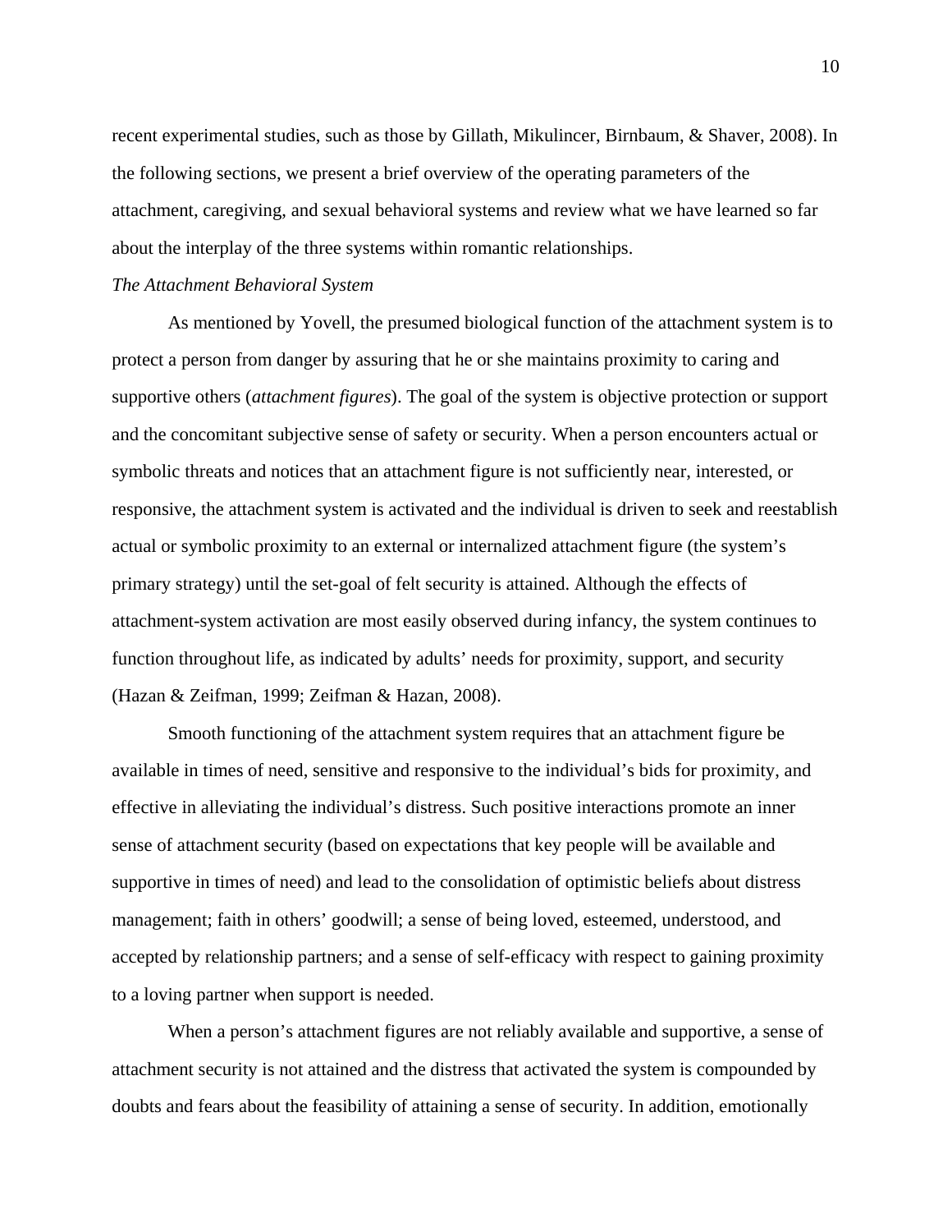recent experimental studies, such as those by Gillath, Mikulincer, Birnbaum, & Shaver, 2008). In the following sections, we present a brief overview of the operating parameters of the attachment, caregiving, and sexual behavioral systems and review what we have learned so far about the interplay of the three systems within romantic relationships.

### *The Attachment Behavioral System*

As mentioned by Yovell, the presumed biological function of the attachment system is to protect a person from danger by assuring that he or she maintains proximity to caring and supportive others (*attachment figures*). The goal of the system is objective protection or support and the concomitant subjective sense of safety or security. When a person encounters actual or symbolic threats and notices that an attachment figure is not sufficiently near, interested, or responsive, the attachment system is activated and the individual is driven to seek and reestablish actual or symbolic proximity to an external or internalized attachment figure (the system's primary strategy) until the set-goal of felt security is attained. Although the effects of attachment-system activation are most easily observed during infancy, the system continues to function throughout life, as indicated by adults' needs for proximity, support, and security (Hazan & Zeifman, 1999; Zeifman & Hazan, 2008).

Smooth functioning of the attachment system requires that an attachment figure be available in times of need, sensitive and responsive to the individual's bids for proximity, and effective in alleviating the individual's distress. Such positive interactions promote an inner sense of attachment security (based on expectations that key people will be available and supportive in times of need) and lead to the consolidation of optimistic beliefs about distress management; faith in others' goodwill; a sense of being loved, esteemed, understood, and accepted by relationship partners; and a sense of self-efficacy with respect to gaining proximity to a loving partner when support is needed.

When a person's attachment figures are not reliably available and supportive, a sense of attachment security is not attained and the distress that activated the system is compounded by doubts and fears about the feasibility of attaining a sense of security. In addition, emotionally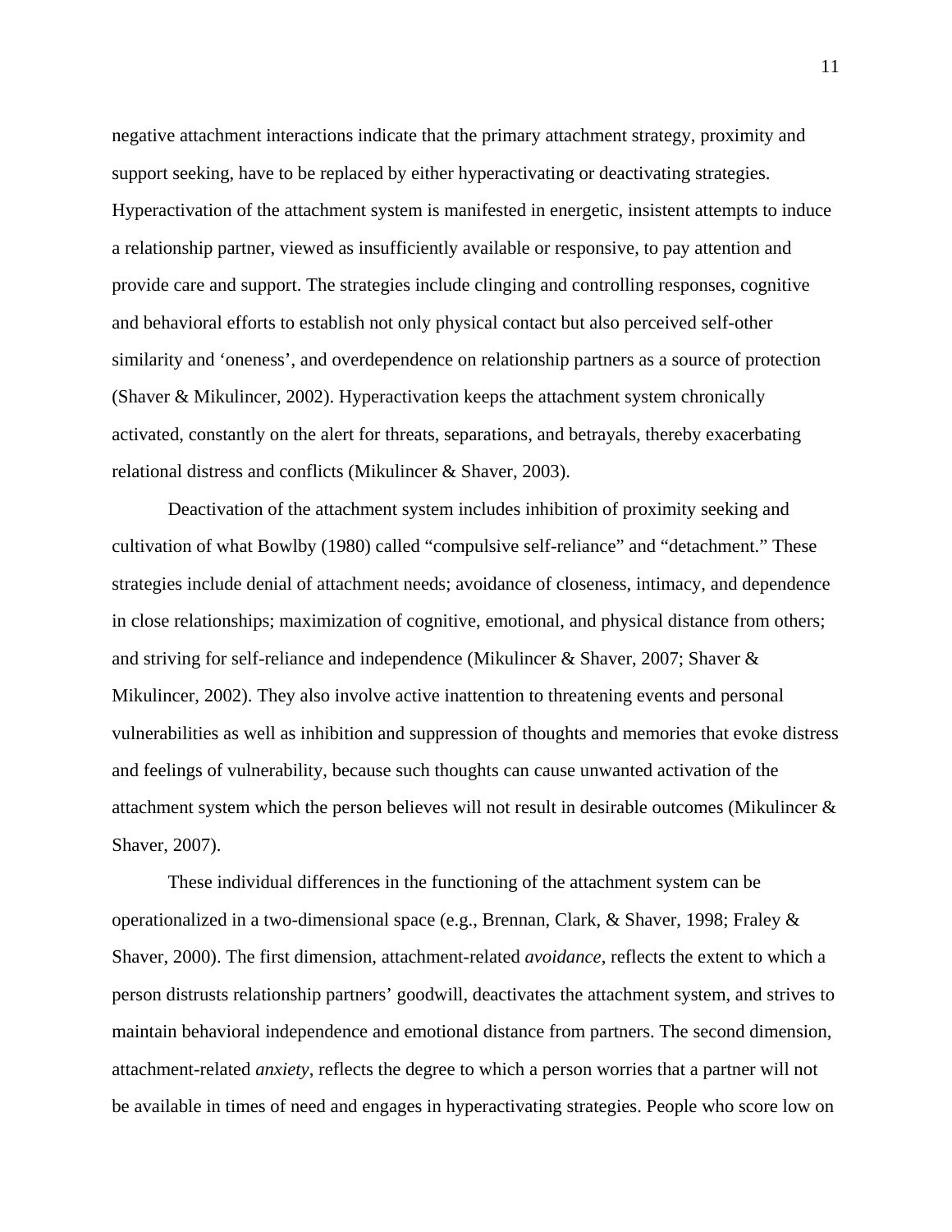negative attachment interactions indicate that the primary attachment strategy, proximity and support seeking, have to be replaced by either hyperactivating or deactivating strategies. Hyperactivation of the attachment system is manifested in energetic, insistent attempts to induce a relationship partner, viewed as insufficiently available or responsive, to pay attention and provide care and support. The strategies include clinging and controlling responses, cognitive and behavioral efforts to establish not only physical contact but also perceived self-other similarity and 'oneness', and overdependence on relationship partners as a source of protection (Shaver & Mikulincer, 2002). Hyperactivation keeps the attachment system chronically activated, constantly on the alert for threats, separations, and betrayals, thereby exacerbating relational distress and conflicts (Mikulincer & Shaver, 2003).

Deactivation of the attachment system includes inhibition of proximity seeking and cultivation of what Bowlby (1980) called "compulsive self-reliance" and "detachment." These strategies include denial of attachment needs; avoidance of closeness, intimacy, and dependence in close relationships; maximization of cognitive, emotional, and physical distance from others; and striving for self-reliance and independence (Mikulincer & Shaver, 2007; Shaver & Mikulincer, 2002). They also involve active inattention to threatening events and personal vulnerabilities as well as inhibition and suppression of thoughts and memories that evoke distress and feelings of vulnerability, because such thoughts can cause unwanted activation of the attachment system which the person believes will not result in desirable outcomes (Mikulincer & Shaver, 2007).

These individual differences in the functioning of the attachment system can be operationalized in a two-dimensional space (e.g., Brennan, Clark, & Shaver, 1998; Fraley & Shaver, 2000). The first dimension, attachment-related *avoidance*, reflects the extent to which a person distrusts relationship partners' goodwill, deactivates the attachment system, and strives to maintain behavioral independence and emotional distance from partners. The second dimension, attachment-related *anxiety*, reflects the degree to which a person worries that a partner will not be available in times of need and engages in hyperactivating strategies. People who score low on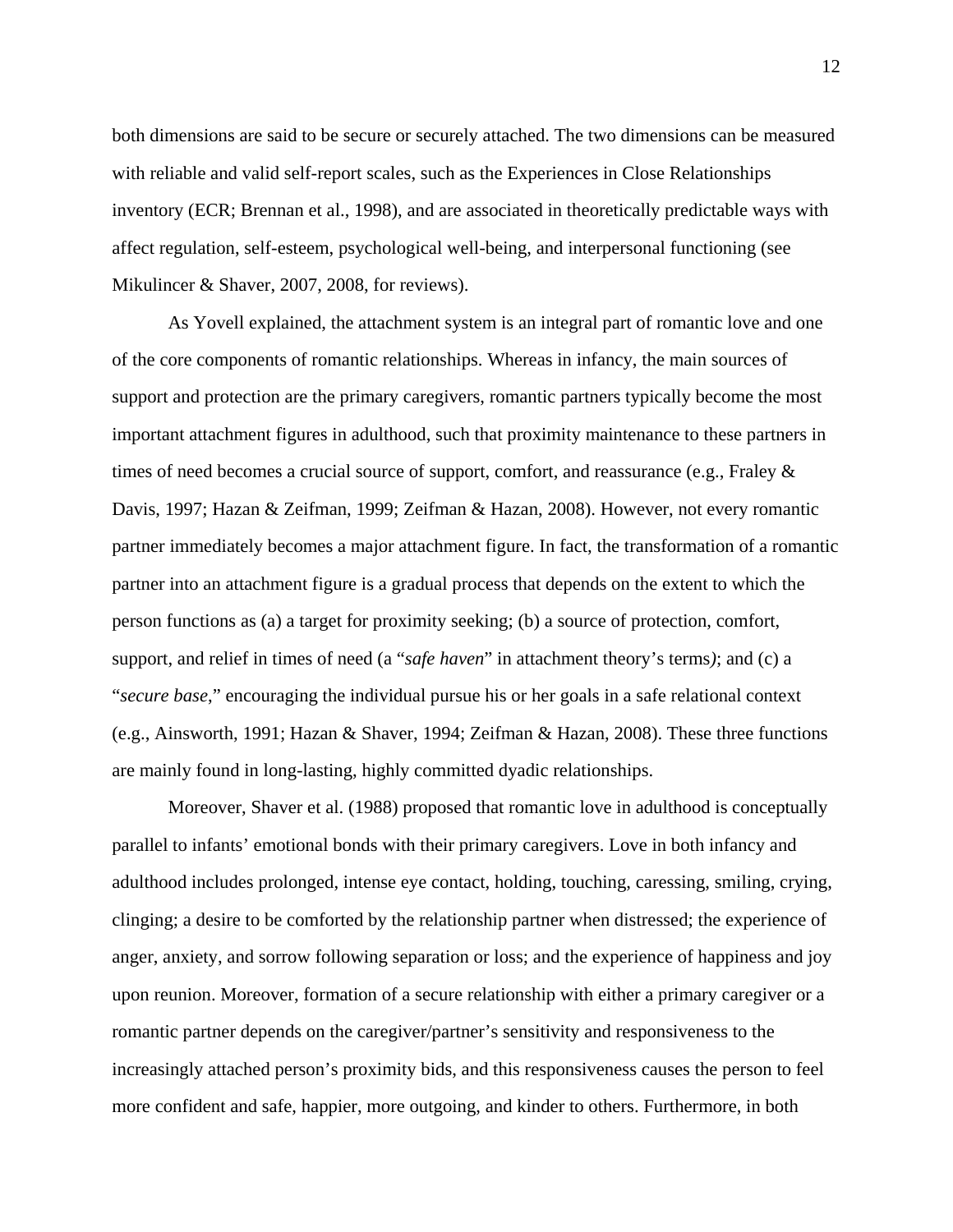both dimensions are said to be secure or securely attached. The two dimensions can be measured with reliable and valid self-report scales, such as the Experiences in Close Relationships inventory (ECR; Brennan et al., 1998), and are associated in theoretically predictable ways with affect regulation, self-esteem, psychological well-being, and interpersonal functioning (see Mikulincer & Shaver, 2007, 2008, for reviews).

As Yovell explained, the attachment system is an integral part of romantic love and one of the core components of romantic relationships. Whereas in infancy, the main sources of support and protection are the primary caregivers, romantic partners typically become the most important attachment figures in adulthood, such that proximity maintenance to these partners in times of need becomes a crucial source of support, comfort, and reassurance (e.g., Fraley & Davis, 1997; Hazan & Zeifman, 1999; Zeifman & Hazan, 2008). However, not every romantic partner immediately becomes a major attachment figure. In fact, the transformation of a romantic partner into an attachment figure is a gradual process that depends on the extent to which the person functions as (a) a target for proximity seeking; (b) a source of protection, comfort, support, and relief in times of need (a "*safe haven*" in attachment theory's terms*)*; and (c) a "*secure base*," encouraging the individual pursue his or her goals in a safe relational context (e.g., Ainsworth, 1991; Hazan & Shaver, 1994; Zeifman & Hazan, 2008). These three functions are mainly found in long-lasting, highly committed dyadic relationships.

Moreover, Shaver et al. (1988) proposed that romantic love in adulthood is conceptually parallel to infants' emotional bonds with their primary caregivers. Love in both infancy and adulthood includes prolonged, intense eye contact, holding, touching, caressing, smiling, crying, clinging; a desire to be comforted by the relationship partner when distressed; the experience of anger, anxiety, and sorrow following separation or loss; and the experience of happiness and joy upon reunion. Moreover, formation of a secure relationship with either a primary caregiver or a romantic partner depends on the caregiver/partner's sensitivity and responsiveness to the increasingly attached person's proximity bids, and this responsiveness causes the person to feel more confident and safe, happier, more outgoing, and kinder to others. Furthermore, in both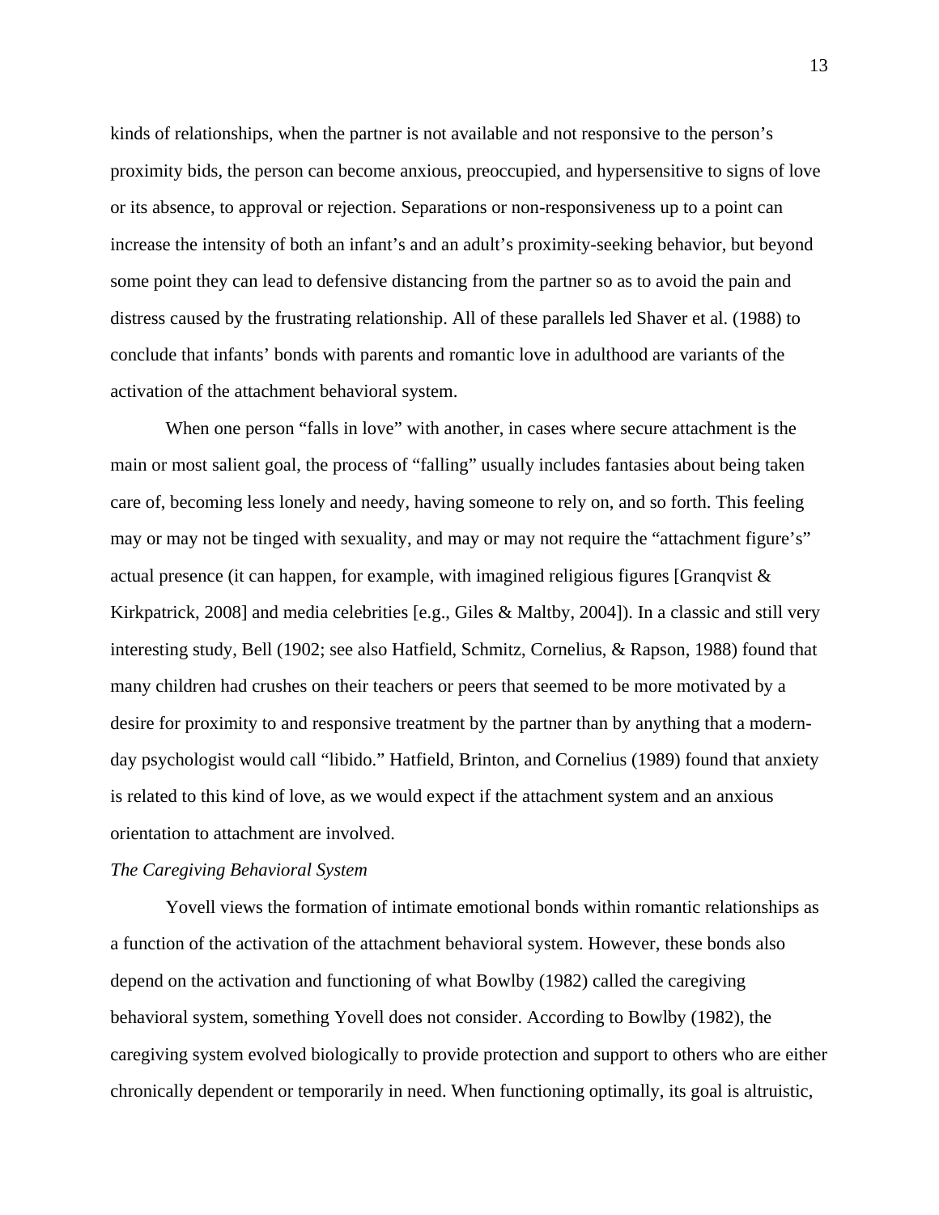kinds of relationships, when the partner is not available and not responsive to the person's proximity bids, the person can become anxious, preoccupied, and hypersensitive to signs of love or its absence, to approval or rejection. Separations or non-responsiveness up to a point can increase the intensity of both an infant's and an adult's proximity-seeking behavior, but beyond some point they can lead to defensive distancing from the partner so as to avoid the pain and distress caused by the frustrating relationship. All of these parallels led Shaver et al. (1988) to conclude that infants' bonds with parents and romantic love in adulthood are variants of the activation of the attachment behavioral system.

When one person "falls in love" with another, in cases where secure attachment is the main or most salient goal, the process of "falling" usually includes fantasies about being taken care of, becoming less lonely and needy, having someone to rely on, and so forth. This feeling may or may not be tinged with sexuality, and may or may not require the "attachment figure's" actual presence (it can happen, for example, with imagined religious figures [Granqvist & Kirkpatrick, 2008] and media celebrities [e.g., Giles & Maltby, 2004]). In a classic and still very interesting study, Bell (1902; see also Hatfield, Schmitz, Cornelius, & Rapson, 1988) found that many children had crushes on their teachers or peers that seemed to be more motivated by a desire for proximity to and responsive treatment by the partner than by anything that a modern-day psychologist would call "libido." Hatfield, Brinton, and Cornelius (1989) found that anxiety is related to this kind of love, as we would expect if the attachment system and an anxious orientation to attachment are involved.

*The Caregiving Behavioral System*

Yovell views the formation of intimate emotional bonds within romantic relationships as a function of the activation of the attachment behavioral system. However, these bonds also depend on the activation and functioning of what Bowlby (1982) called the caregiving behavioral system, something Yovell does not consider. According to Bowlby (1982), the caregiving system evolved biologically to provide protection and support to others who are either chronically dependent or temporarily in need. When functioning optimally, its goal is altruistic,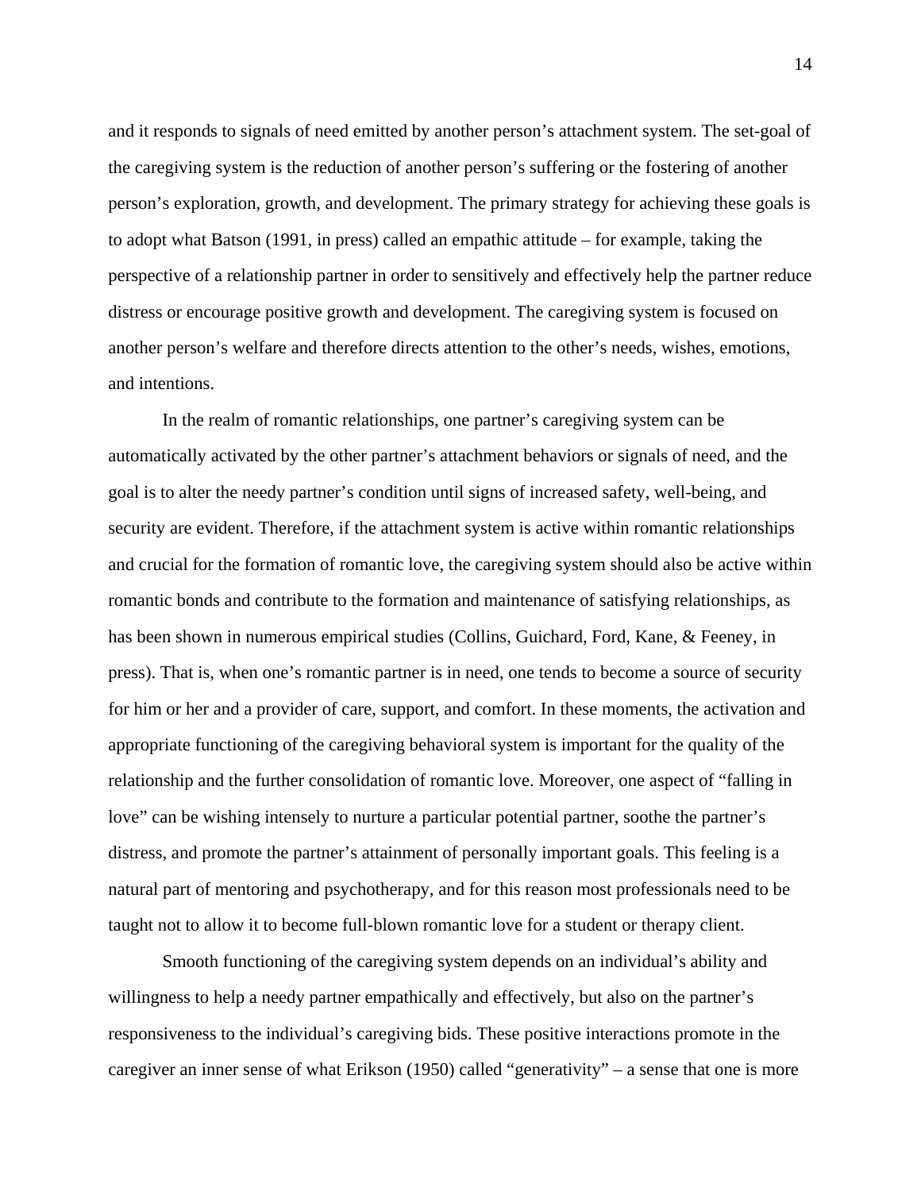and it responds to signals of need emitted by another person's attachment system. The set-goal of the caregiving system is the reduction of another person's suffering or the fostering of another person's exploration, growth, and development. The primary strategy for achieving these goals is to adopt what Batson (1991, in press) called an empathic attitude – for example, taking the perspective of a relationship partner in order to sensitively and effectively help the partner reduce distress or encourage positive growth and development. The caregiving system is focused on another person's welfare and therefore directs attention to the other's needs, wishes, emotions, and intentions.

In the realm of romantic relationships, one partner's caregiving system can be automatically activated by the other partner's attachment behaviors or signals of need, and the goal is to alter the needy partner's condition until signs of increased safety, well-being, and security are evident. Therefore, if the attachment system is active within romantic relationships and crucial for the formation of romantic love, the caregiving system should also be active within romantic bonds and contribute to the formation and maintenance of satisfying relationships, as has been shown in numerous empirical studies (Collins, Guichard, Ford, Kane, & Feeney, in press). That is, when one's romantic partner is in need, one tends to become a source of security for him or her and a provider of care, support, and comfort. In these moments, the activation and appropriate functioning of the caregiving behavioral system is important for the quality of the relationship and the further consolidation of romantic love. Moreover, one aspect of "falling in love" can be wishing intensely to nurture a particular potential partner, soothe the partner's distress, and promote the partner's attainment of personally important goals. This feeling is a natural part of mentoring and psychotherapy, and for this reason most professionals need to be taught not to allow it to become full-blown romantic love for a student or therapy client.

Smooth functioning of the caregiving system depends on an individual's ability and willingness to help a needy partner empathically and effectively, but also on the partner's responsiveness to the individual's caregiving bids. These positive interactions promote in the caregiver an inner sense of what Erikson (1950) called "generativity" – a sense that one is more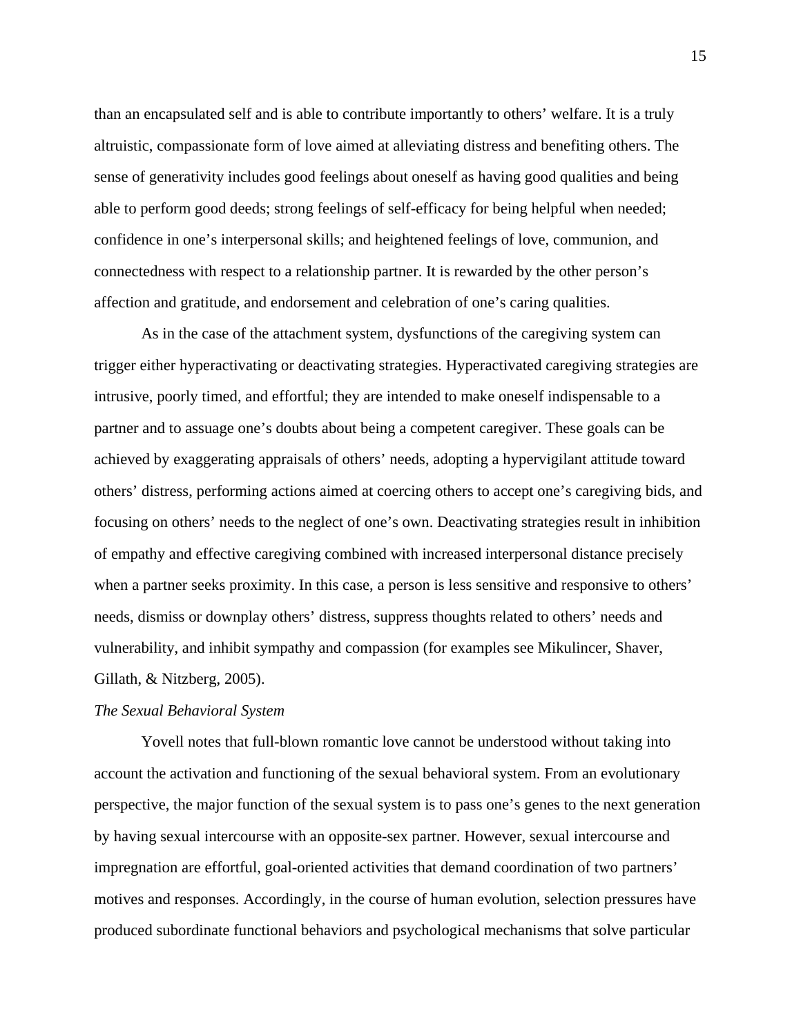than an encapsulated self and is able to contribute importantly to others' welfare. It is a truly altruistic, compassionate form of love aimed at alleviating distress and benefiting others. The sense of generativity includes good feelings about oneself as having good qualities and being able to perform good deeds; strong feelings of self-efficacy for being helpful when needed; confidence in one's interpersonal skills; and heightened feelings of love, communion, and connectedness with respect to a relationship partner. It is rewarded by the other person's affection and gratitude, and endorsement and celebration of one's caring qualities.

As in the case of the attachment system, dysfunctions of the caregiving system can trigger either hyperactivating or deactivating strategies. Hyperactivated caregiving strategies are intrusive, poorly timed, and effortful; they are intended to make oneself indispensable to a partner and to assuage one's doubts about being a competent caregiver. These goals can be achieved by exaggerating appraisals of others' needs, adopting a hypervigilant attitude toward others' distress, performing actions aimed at coercing others to accept one's caregiving bids, and focusing on others' needs to the neglect of one's own. Deactivating strategies result in inhibition of empathy and effective caregiving combined with increased interpersonal distance precisely when a partner seeks proximity. In this case, a person is less sensitive and responsive to others' needs, dismiss or downplay others' distress, suppress thoughts related to others' needs and vulnerability, and inhibit sympathy and compassion (for examples see Mikulincer, Shaver, Gillath, & Nitzberg, 2005).

*The Sexual Behavioral System*

Yovell notes that full-blown romantic love cannot be understood without taking into account the activation and functioning of the sexual behavioral system. From an evolutionary perspective, the major function of the sexual system is to pass one's genes to the next generation by having sexual intercourse with an opposite-sex partner. However, sexual intercourse and impregnation are effortful, goal-oriented activities that demand coordination of two partners' motives and responses. Accordingly, in the course of human evolution, selection pressures have produced subordinate functional behaviors and psychological mechanisms that solve particular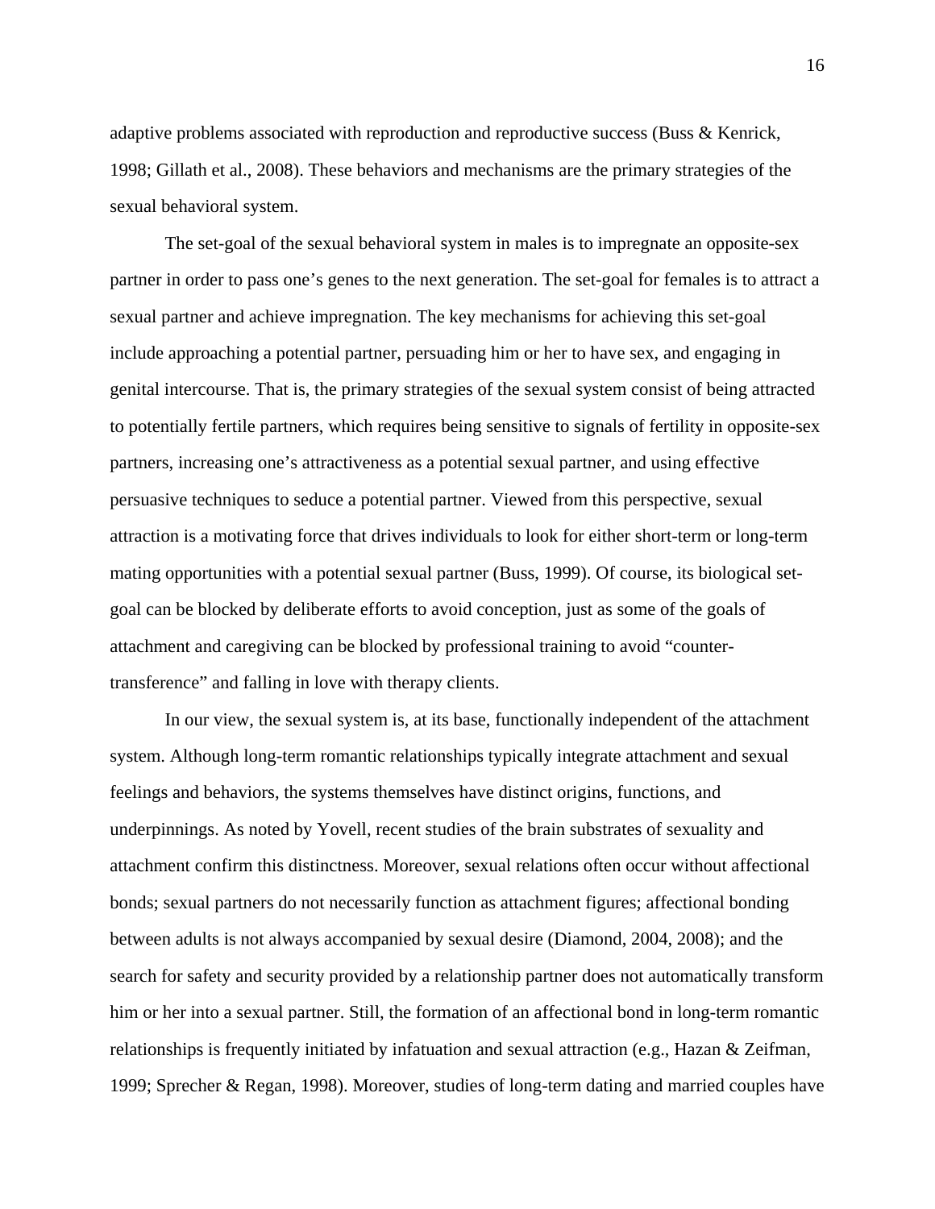adaptive problems associated with reproduction and reproductive success (Buss & Kenrick, 1998; Gillath et al., 2008). These behaviors and mechanisms are the primary strategies of the sexual behavioral system.

The set-goal of the sexual behavioral system in males is to impregnate an opposite-sex partner in order to pass one's genes to the next generation. The set-goal for females is to attract a sexual partner and achieve impregnation. The key mechanisms for achieving this set-goal include approaching a potential partner, persuading him or her to have sex, and engaging in genital intercourse. That is, the primary strategies of the sexual system consist of being attracted to potentially fertile partners, which requires being sensitive to signals of fertility in opposite-sex partners, increasing one's attractiveness as a potential sexual partner, and using effective persuasive techniques to seduce a potential partner. Viewed from this perspective, sexual attraction is a motivating force that drives individuals to look for either short-term or long-term mating opportunities with a potential sexual partner (Buss, 1999). Of course, its biological set-goal can be blocked by deliberate efforts to avoid conception, just as some of the goals of attachment and caregiving can be blocked by professional training to avoid "counter-transference" and falling in love with therapy clients.

In our view, the sexual system is, at its base, functionally independent of the attachment system. Although long-term romantic relationships typically integrate attachment and sexual feelings and behaviors, the systems themselves have distinct origins, functions, and underpinnings. As noted by Yovell, recent studies of the brain substrates of sexuality and attachment confirm this distinctness. Moreover, sexual relations often occur without affectional bonds; sexual partners do not necessarily function as attachment figures; affectional bonding between adults is not always accompanied by sexual desire (Diamond, 2004, 2008); and the search for safety and security provided by a relationship partner does not automatically transform him or her into a sexual partner. Still, the formation of an affectional bond in long-term romantic relationships is frequently initiated by infatuation and sexual attraction (e.g., Hazan & Zeifman, 1999; Sprecher & Regan, 1998). Moreover, studies of long-term dating and married couples have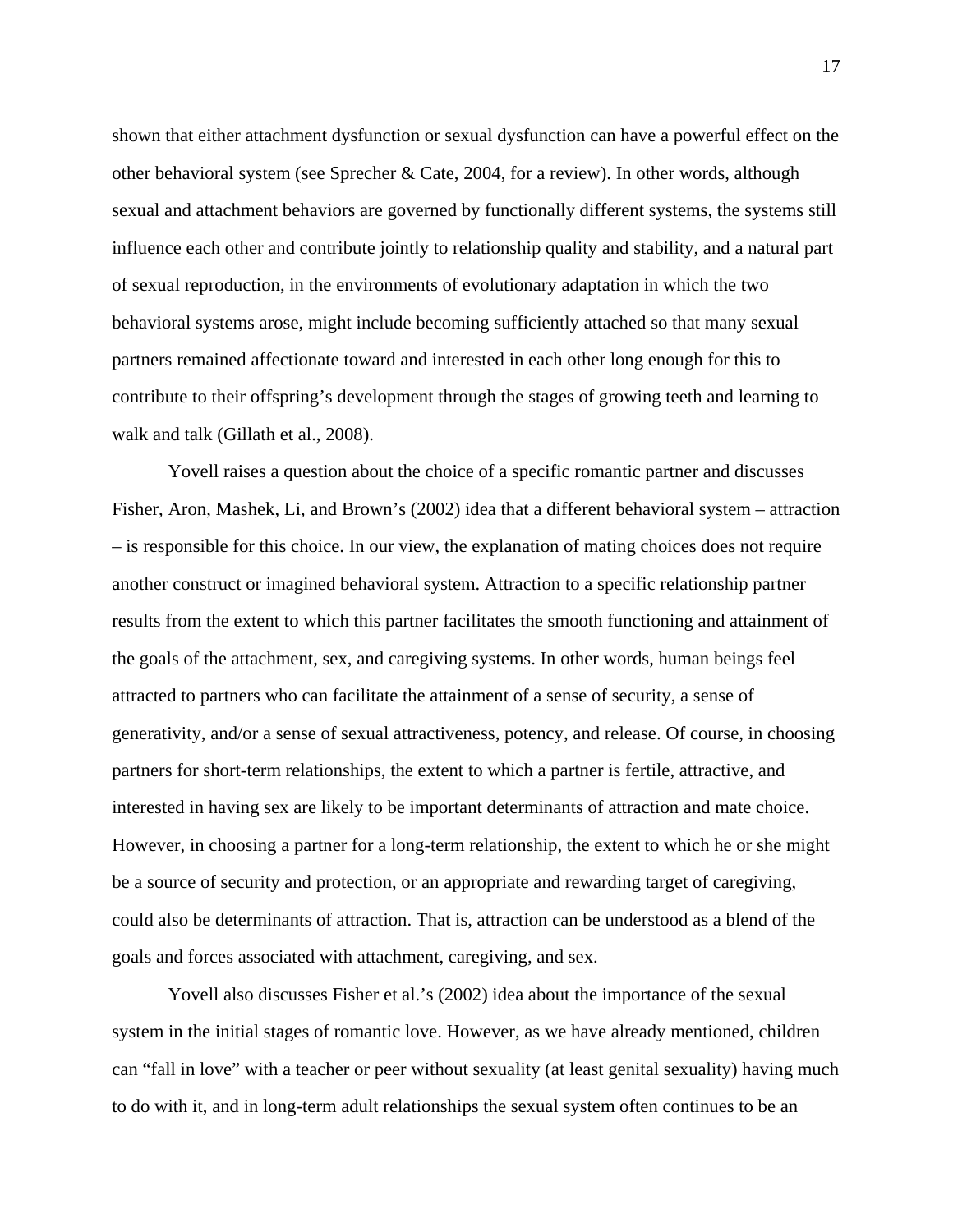shown that either attachment dysfunction or sexual dysfunction can have a powerful effect on the other behavioral system (see Sprecher & Cate, 2004, for a review). In other words, although sexual and attachment behaviors are governed by functionally different systems, the systems still influence each other and contribute jointly to relationship quality and stability, and a natural part of sexual reproduction, in the environments of evolutionary adaptation in which the two behavioral systems arose, might include becoming sufficiently attached so that many sexual partners remained affectionate toward and interested in each other long enough for this to contribute to their offspring's development through the stages of growing teeth and learning to walk and talk (Gillath et al., 2008).

Yovell raises a question about the choice of a specific romantic partner and discusses Fisher, Aron, Mashek, Li, and Brown's (2002) idea that a different behavioral system – attraction – is responsible for this choice. In our view, the explanation of mating choices does not require another construct or imagined behavioral system. Attraction to a specific relationship partner results from the extent to which this partner facilitates the smooth functioning and attainment of the goals of the attachment, sex, and caregiving systems. In other words, human beings feel attracted to partners who can facilitate the attainment of a sense of security, a sense of generativity, and/or a sense of sexual attractiveness, potency, and release. Of course, in choosing partners for short-term relationships, the extent to which a partner is fertile, attractive, and interested in having sex are likely to be important determinants of attraction and mate choice. However, in choosing a partner for a long-term relationship, the extent to which he or she might be a source of security and protection, or an appropriate and rewarding target of caregiving, could also be determinants of attraction. That is, attraction can be understood as a blend of the goals and forces associated with attachment, caregiving, and sex.

Yovell also discusses Fisher et al.'s (2002) idea about the importance of the sexual system in the initial stages of romantic love. However, as we have already mentioned, children can "fall in love" with a teacher or peer without sexuality (at least genital sexuality) having much to do with it, and in long-term adult relationships the sexual system often continues to be an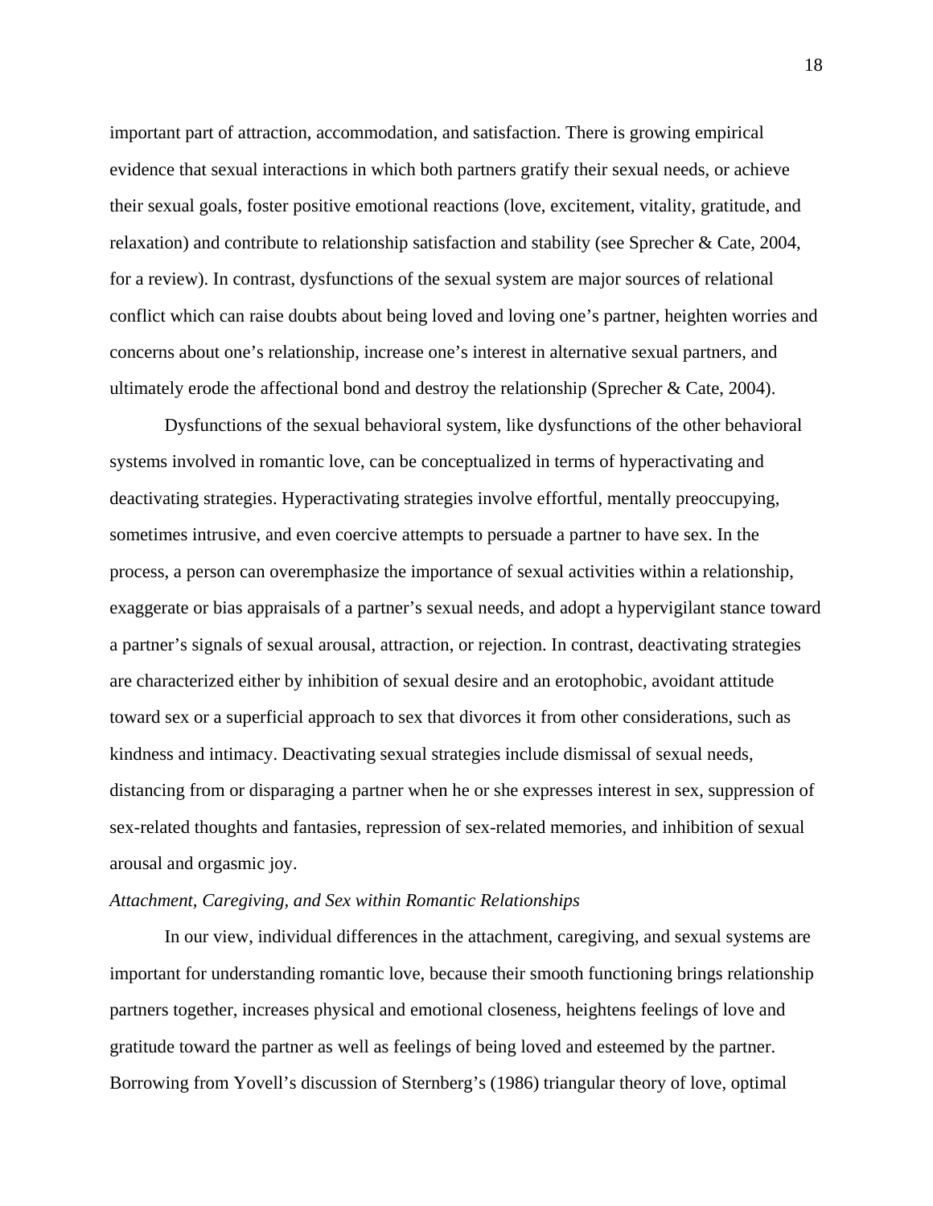important part of attraction, accommodation, and satisfaction. There is growing empirical evidence that sexual interactions in which both partners gratify their sexual needs, or achieve their sexual goals, foster positive emotional reactions (love, excitement, vitality, gratitude, and relaxation) and contribute to relationship satisfaction and stability (see Sprecher & Cate, 2004, for a review). In contrast, dysfunctions of the sexual system are major sources of relational conflict which can raise doubts about being loved and loving one's partner, heighten worries and concerns about one's relationship, increase one's interest in alternative sexual partners, and ultimately erode the affectional bond and destroy the relationship (Sprecher & Cate, 2004).

Dysfunctions of the sexual behavioral system, like dysfunctions of the other behavioral systems involved in romantic love, can be conceptualized in terms of hyperactivating and deactivating strategies. Hyperactivating strategies involve effortful, mentally preoccupying, sometimes intrusive, and even coercive attempts to persuade a partner to have sex. In the process, a person can overemphasize the importance of sexual activities within a relationship, exaggerate or bias appraisals of a partner's sexual needs, and adopt a hypervigilant stance toward a partner's signals of sexual arousal, attraction, or rejection. In contrast, deactivating strategies are characterized either by inhibition of sexual desire and an erotophobic, avoidant attitude toward sex or a superficial approach to sex that divorces it from other considerations, such as kindness and intimacy. Deactivating sexual strategies include dismissal of sexual needs, distancing from or disparaging a partner when he or she expresses interest in sex, suppression of sex-related thoughts and fantasies, repression of sex-related memories, and inhibition of sexual arousal and orgasmic joy.

*Attachment, Caregiving, and Sex within Romantic Relationships*

In our view, individual differences in the attachment, caregiving, and sexual systems are important for understanding romantic love, because their smooth functioning brings relationship partners together, increases physical and emotional closeness, heightens feelings of love and gratitude toward the partner as well as feelings of being loved and esteemed by the partner. Borrowing from Yovell's discussion of Sternberg's (1986) triangular theory of love, optimal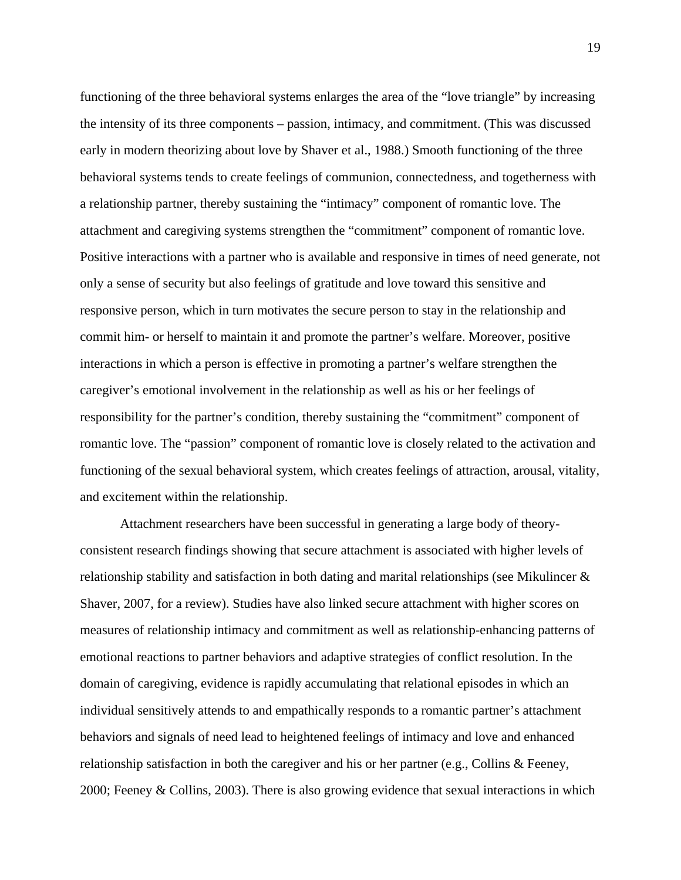functioning of the three behavioral systems enlarges the area of the “love triangle” by increasing the intensity of its three components – passion, intimacy, and commitment. (This was discussed early in modern theorizing about love by Shaver et al., 1988.) Smooth functioning of the three behavioral systems tends to create feelings of communion, connectedness, and togetherness with a relationship partner, thereby sustaining the “intimacy” component of romantic love. The attachment and caregiving systems strengthen the “commitment” component of romantic love. Positive interactions with a partner who is available and responsive in times of need generate, not only a sense of security but also feelings of gratitude and love toward this sensitive and responsive person, which in turn motivates the secure person to stay in the relationship and commit him- or herself to maintain it and promote the partner’s welfare. Moreover, positive interactions in which a person is effective in promoting a partner’s welfare strengthen the caregiver’s emotional involvement in the relationship as well as his or her feelings of responsibility for the partner’s condition, thereby sustaining the “commitment” component of romantic love. The “passion” component of romantic love is closely related to the activation and functioning of the sexual behavioral system, which creates feelings of attraction, arousal, vitality, and excitement within the relationship.

Attachment researchers have been successful in generating a large body of theory-consistent research findings showing that secure attachment is associated with higher levels of relationship stability and satisfaction in both dating and marital relationships (see Mikulincer & Shaver, 2007, for a review). Studies have also linked secure attachment with higher scores on measures of relationship intimacy and commitment as well as relationship-enhancing patterns of emotional reactions to partner behaviors and adaptive strategies of conflict resolution. In the domain of caregiving, evidence is rapidly accumulating that relational episodes in which an individual sensitively attends to and empathically responds to a romantic partner’s attachment behaviors and signals of need lead to heightened feelings of intimacy and love and enhanced relationship satisfaction in both the caregiver and his or her partner (e.g., Collins & Feeney, 2000; Feeney & Collins, 2003). There is also growing evidence that sexual interactions in which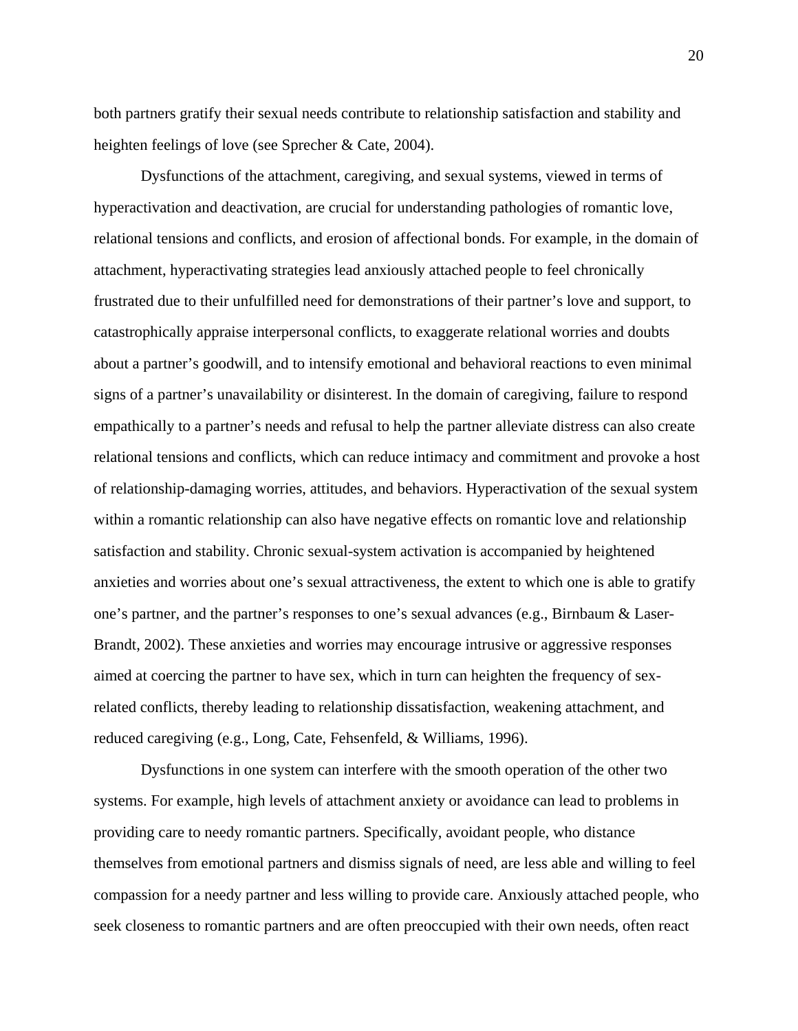both partners gratify their sexual needs contribute to relationship satisfaction and stability and heighten feelings of love (see Sprecher & Cate, 2004).

Dysfunctions of the attachment, caregiving, and sexual systems, viewed in terms of hyperactivation and deactivation, are crucial for understanding pathologies of romantic love, relational tensions and conflicts, and erosion of affectional bonds. For example, in the domain of attachment, hyperactivating strategies lead anxiously attached people to feel chronically frustrated due to their unfulfilled need for demonstrations of their partner's love and support, to catastrophically appraise interpersonal conflicts, to exaggerate relational worries and doubts about a partner's goodwill, and to intensify emotional and behavioral reactions to even minimal signs of a partner's unavailability or disinterest. In the domain of caregiving, failure to respond empathically to a partner's needs and refusal to help the partner alleviate distress can also create relational tensions and conflicts, which can reduce intimacy and commitment and provoke a host of relationship-damaging worries, attitudes, and behaviors. Hyperactivation of the sexual system within a romantic relationship can also have negative effects on romantic love and relationship satisfaction and stability. Chronic sexual-system activation is accompanied by heightened anxieties and worries about one's sexual attractiveness, the extent to which one is able to gratify one's partner, and the partner's responses to one's sexual advances (e.g., Birnbaum & Laser-Brandt, 2002). These anxieties and worries may encourage intrusive or aggressive responses aimed at coercing the partner to have sex, which in turn can heighten the frequency of sex-related conflicts, thereby leading to relationship dissatisfaction, weakening attachment, and reduced caregiving (e.g., Long, Cate, Fehsenfeld, & Williams, 1996).

Dysfunctions in one system can interfere with the smooth operation of the other two systems. For example, high levels of attachment anxiety or avoidance can lead to problems in providing care to needy romantic partners. Specifically, avoidant people, who distance themselves from emotional partners and dismiss signals of need, are less able and willing to feel compassion for a needy partner and less willing to provide care. Anxiously attached people, who seek closeness to romantic partners and are often preoccupied with their own needs, often react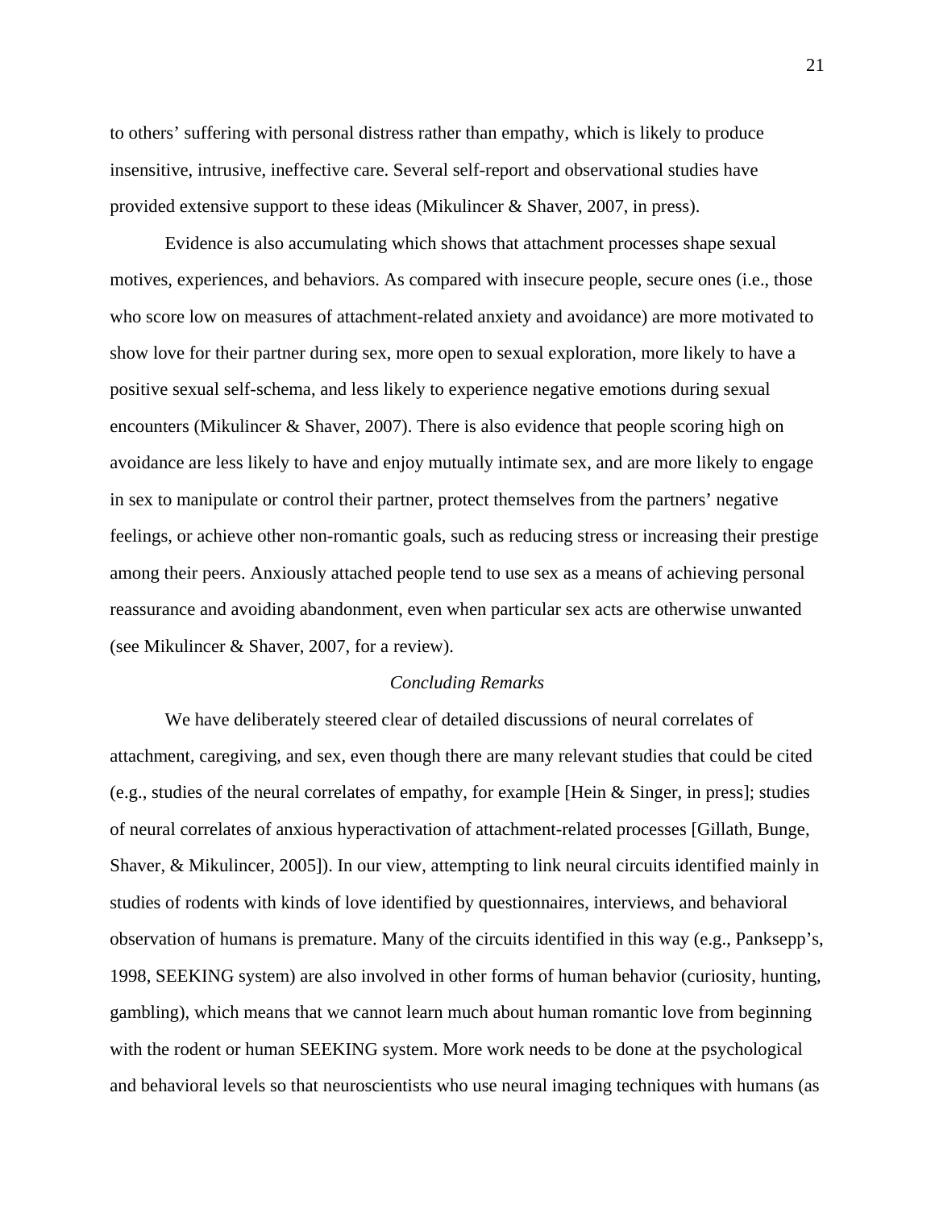to others' suffering with personal distress rather than empathy, which is likely to produce insensitive, intrusive, ineffective care. Several self-report and observational studies have provided extensive support to these ideas (Mikulincer & Shaver, 2007, in press).

Evidence is also accumulating which shows that attachment processes shape sexual motives, experiences, and behaviors. As compared with insecure people, secure ones (i.e., those who score low on measures of attachment-related anxiety and avoidance) are more motivated to show love for their partner during sex, more open to sexual exploration, more likely to have a positive sexual self-schema, and less likely to experience negative emotions during sexual encounters (Mikulincer & Shaver, 2007). There is also evidence that people scoring high on avoidance are less likely to have and enjoy mutually intimate sex, and are more likely to engage in sex to manipulate or control their partner, protect themselves from the partners' negative feelings, or achieve other non-romantic goals, such as reducing stress or increasing their prestige among their peers. Anxiously attached people tend to use sex as a means of achieving personal reassurance and avoiding abandonment, even when particular sex acts are otherwise unwanted (see Mikulincer & Shaver, 2007, for a review).

## *Concluding Remarks*

We have deliberately steered clear of detailed discussions of neural correlates of attachment, caregiving, and sex, even though there are many relevant studies that could be cited (e.g., studies of the neural correlates of empathy, for example [Hein & Singer, in press]; studies of neural correlates of anxious hyperactivation of attachment-related processes [Gillath, Bunge, Shaver, & Mikulincer, 2005]). In our view, attempting to link neural circuits identified mainly in studies of rodents with kinds of love identified by questionnaires, interviews, and behavioral observation of humans is premature. Many of the circuits identified in this way (e.g., Panksepp's, 1998, SEEKING system) are also involved in other forms of human behavior (curiosity, hunting, gambling), which means that we cannot learn much about human romantic love from beginning with the rodent or human SEEKING system. More work needs to be done at the psychological and behavioral levels so that neuroscientists who use neural imaging techniques with humans (as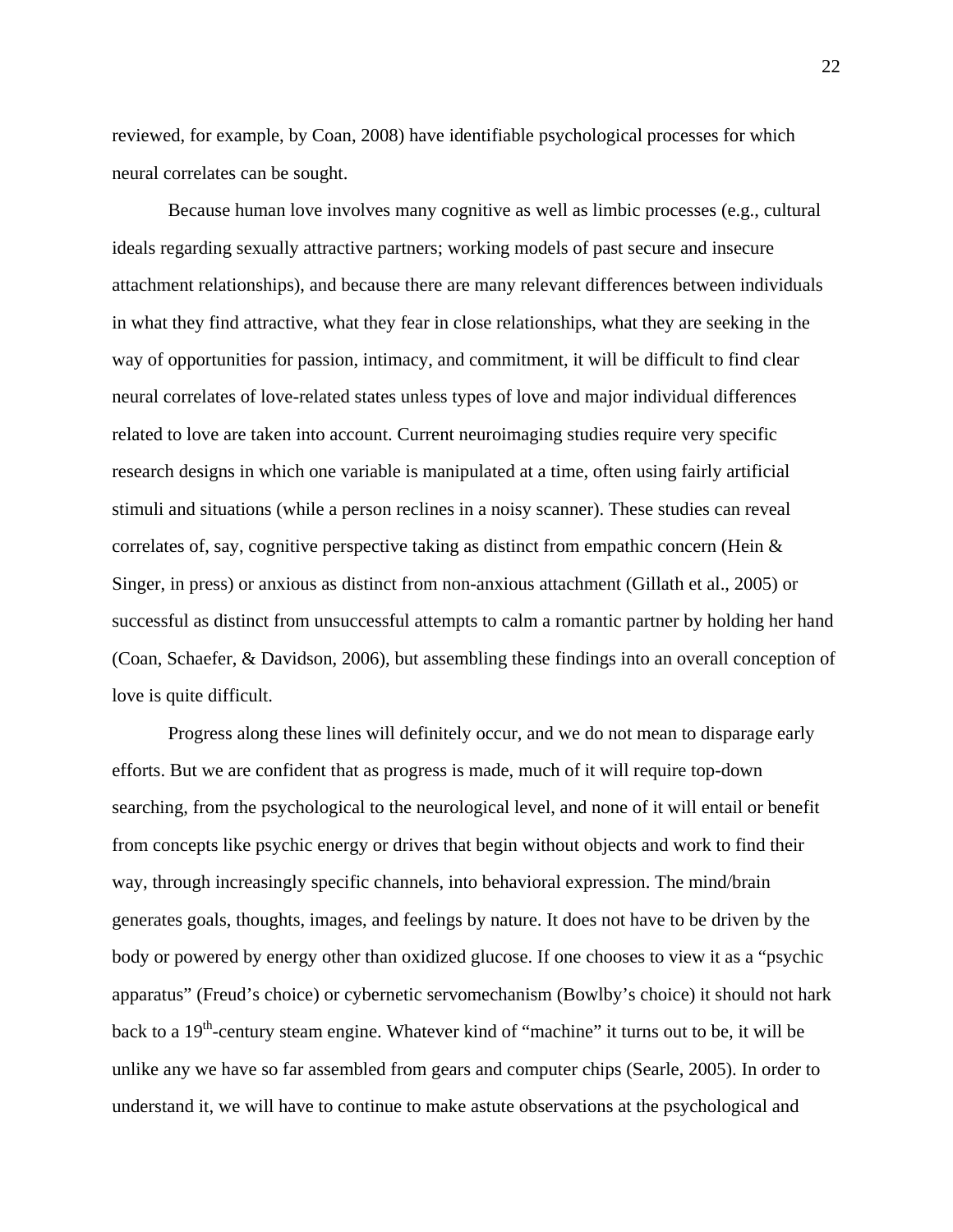reviewed, for example, by Coan, 2008) have identifiable psychological processes for which neural correlates can be sought.

Because human love involves many cognitive as well as limbic processes (e.g., cultural ideals regarding sexually attractive partners; working models of past secure and insecure attachment relationships), and because there are many relevant differences between individuals in what they find attractive, what they fear in close relationships, what they are seeking in the way of opportunities for passion, intimacy, and commitment, it will be difficult to find clear neural correlates of love-related states unless types of love and major individual differences related to love are taken into account. Current neuroimaging studies require very specific research designs in which one variable is manipulated at a time, often using fairly artificial stimuli and situations (while a person reclines in a noisy scanner). These studies can reveal correlates of, say, cognitive perspective taking as distinct from empathic concern (Hein & Singer, in press) or anxious as distinct from non-anxious attachment (Gillath et al., 2005) or successful as distinct from unsuccessful attempts to calm a romantic partner by holding her hand (Coan, Schaefer, & Davidson, 2006), but assembling these findings into an overall conception of love is quite difficult.

Progress along these lines will definitely occur, and we do not mean to disparage early efforts. But we are confident that as progress is made, much of it will require top-down searching, from the psychological to the neurological level, and none of it will entail or benefit from concepts like psychic energy or drives that begin without objects and work to find their way, through increasingly specific channels, into behavioral expression. The mind/brain generates goals, thoughts, images, and feelings by nature. It does not have to be driven by the body or powered by energy other than oxidized glucose. If one chooses to view it as a "psychic apparatus" (Freud's choice) or cybernetic servomechanism (Bowlby's choice) it should not hark back to a 19th-century steam engine. Whatever kind of "machine" it turns out to be, it will be unlike any we have so far assembled from gears and computer chips (Searle, 2005). In order to understand it, we will have to continue to make astute observations at the psychological and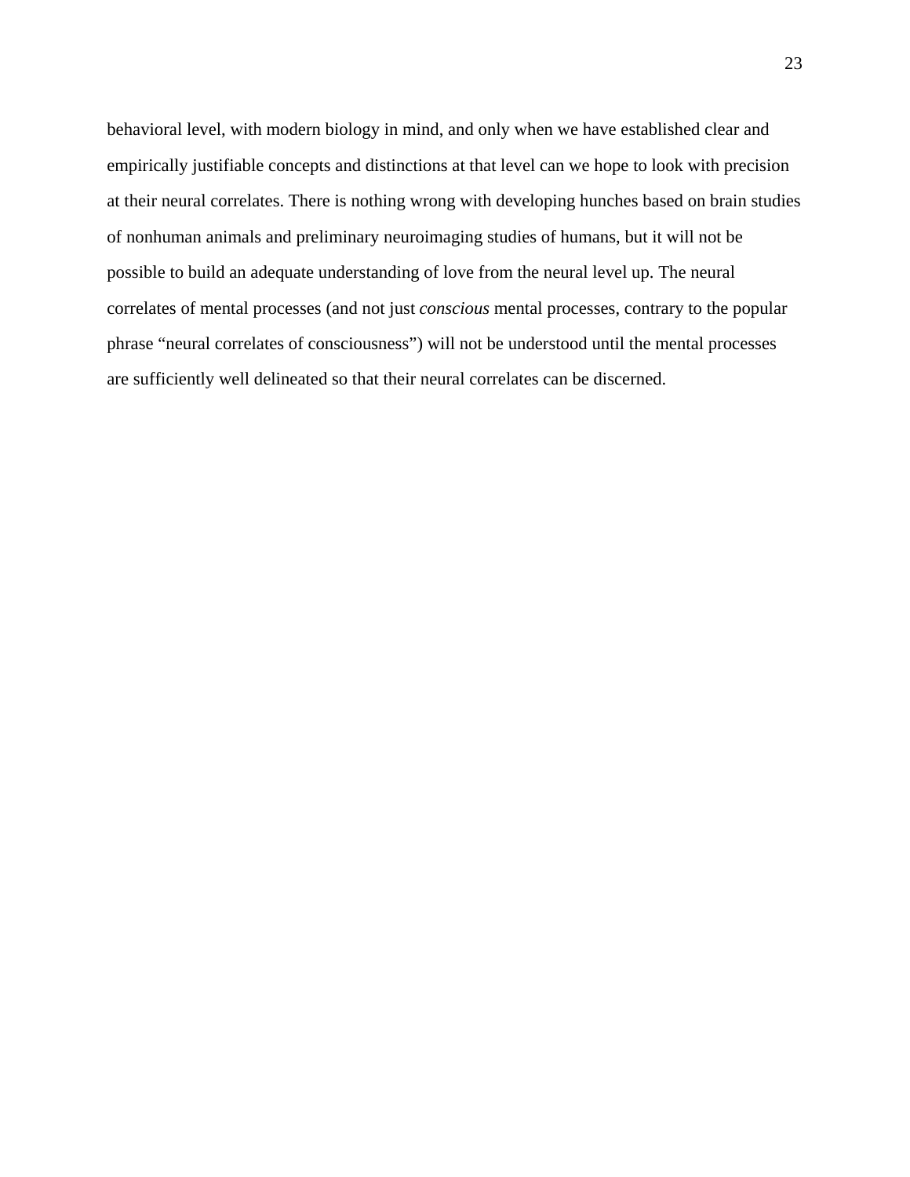behavioral level, with modern biology in mind, and only when we have established clear and empirically justifiable concepts and distinctions at that level can we hope to look with precision at their neural correlates. There is nothing wrong with developing hunches based on brain studies of nonhuman animals and preliminary neuroimaging studies of humans, but it will not be possible to build an adequate understanding of love from the neural level up. The neural correlates of mental processes (and not just *conscious* mental processes, contrary to the popular phrase "neural correlates of consciousness") will not be understood until the mental processes are sufficiently well delineated so that their neural correlates can be discerned.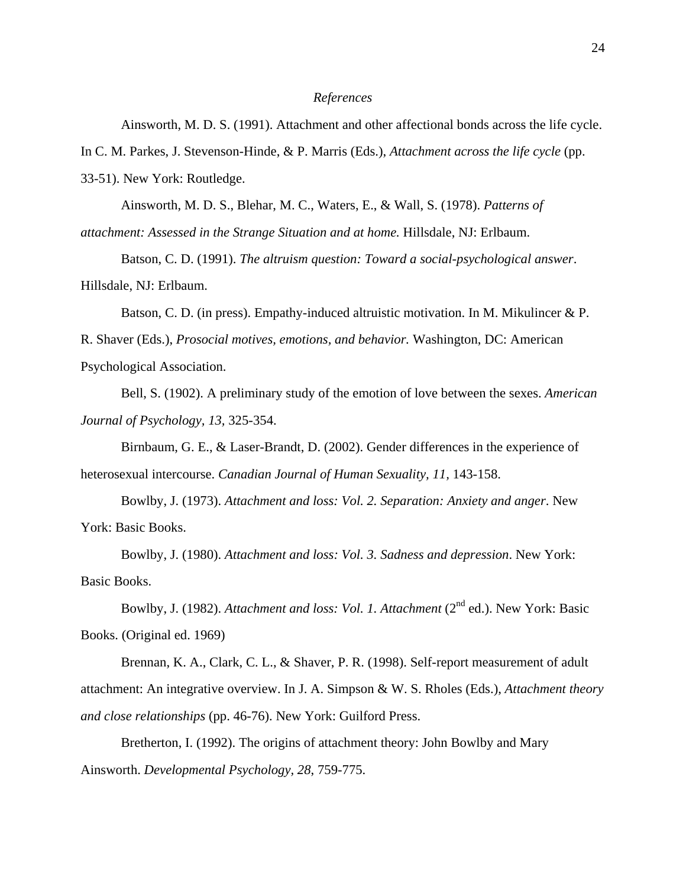*References*

Ainsworth, M. D. S. (1991). Attachment and other affectional bonds across the life cycle. In C. M. Parkes, J. Stevenson-Hinde, & P. Marris (Eds.), *Attachment across the life cycle* (pp. 33-51). New York: Routledge.

Ainsworth, M. D. S., Blehar, M. C., Waters, E., & Wall, S. (1978). *Patterns of attachment: Assessed in the Strange Situation and at home.* Hillsdale, NJ: Erlbaum.

Batson, C. D. (1991). *The altruism question: Toward a social-psychological answer*. Hillsdale, NJ: Erlbaum.

Batson, C. D. (in press). Empathy-induced altruistic motivation. In M. Mikulincer & P. R. Shaver (Eds.), *Prosocial motives, emotions, and behavior.* Washington, DC: American Psychological Association.

Bell, S. (1902). A preliminary study of the emotion of love between the sexes. *American Journal of Psychology, 13,* 325-354.

Birnbaum, G. E., & Laser-Brandt, D. (2002). Gender differences in the experience of heterosexual intercourse. *Canadian Journal of Human Sexuality, 11,* 143-158.

Bowlby, J. (1973). *Attachment and loss: Vol. 2. Separation: Anxiety and anger*. New York: Basic Books.

Bowlby, J. (1980). *Attachment and loss: Vol. 3. Sadness and depression*. New York: Basic Books.

Bowlby, J. (1982). *Attachment and loss: Vol. 1. Attachment* (2nd ed.). New York: Basic Books. (Original ed. 1969)

Brennan, K. A., Clark, C. L., & Shaver, P. R. (1998). Self-report measurement of adult attachment: An integrative overview. In J. A. Simpson & W. S. Rholes (Eds.), *Attachment theory and close relationships* (pp. 46-76). New York: Guilford Press.

Bretherton, I. (1992). The origins of attachment theory: John Bowlby and Mary Ainsworth. *Developmental Psychology, 28*, 759-775.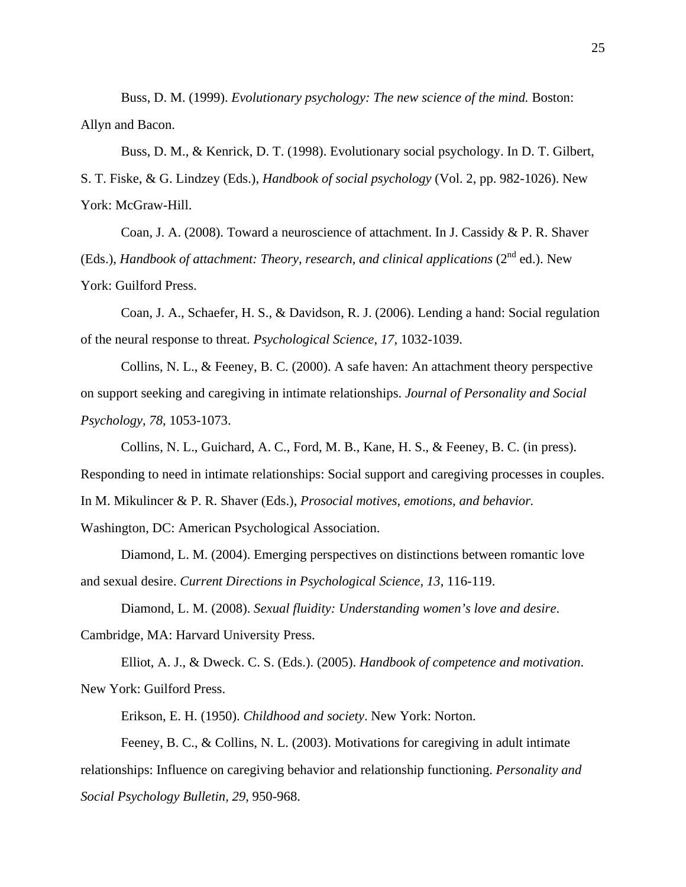Buss, D. M. (1999). *Evolutionary psychology: The new science of the mind.* Boston: Allyn and Bacon.

Buss, D. M., & Kenrick, D. T. (1998). Evolutionary social psychology. In D. T. Gilbert, S. T. Fiske, & G. Lindzey (Eds.), *Handbook of social psychology* (Vol. 2, pp. 982-1026). New York: McGraw-Hill.

Coan, J. A. (2008). Toward a neuroscience of attachment. In J. Cassidy & P. R. Shaver (Eds.), *Handbook of attachment: Theory, research, and clinical applications* (2nd ed.). New York: Guilford Press.

Coan, J. A., Schaefer, H. S., & Davidson, R. J. (2006). Lending a hand: Social regulation of the neural response to threat. *Psychological Science*, *17*, 1032-1039.

Collins, N. L., & Feeney, B. C. (2000). A safe haven: An attachment theory perspective on support seeking and caregiving in intimate relationships. *Journal of Personality and Social Psychology, 78*, 1053-1073.

Collins, N. L., Guichard, A. C., Ford, M. B., Kane, H. S., & Feeney, B. C. (in press). Responding to need in intimate relationships: Social support and caregiving processes in couples. In M. Mikulincer & P. R. Shaver (Eds.), *Prosocial motives, emotions, and behavior.* Washington, DC: American Psychological Association.

Diamond, L. M. (2004). Emerging perspectives on distinctions between romantic love and sexual desire. *Current Directions in Psychological Science, 13*, 116-119.

Diamond, L. M. (2008). *Sexual fluidity: Understanding women's love and desire*. Cambridge, MA: Harvard University Press.

Elliot, A. J., & Dweck. C. S. (Eds.). (2005). *Handbook of competence and motivation*. New York: Guilford Press.

Erikson, E. H. (1950). *Childhood and society*. New York: Norton.

Feeney, B. C., & Collins, N. L. (2003). Motivations for caregiving in adult intimate relationships: Influence on caregiving behavior and relationship functioning. *Personality and Social Psychology Bulletin, 29*, 950-968.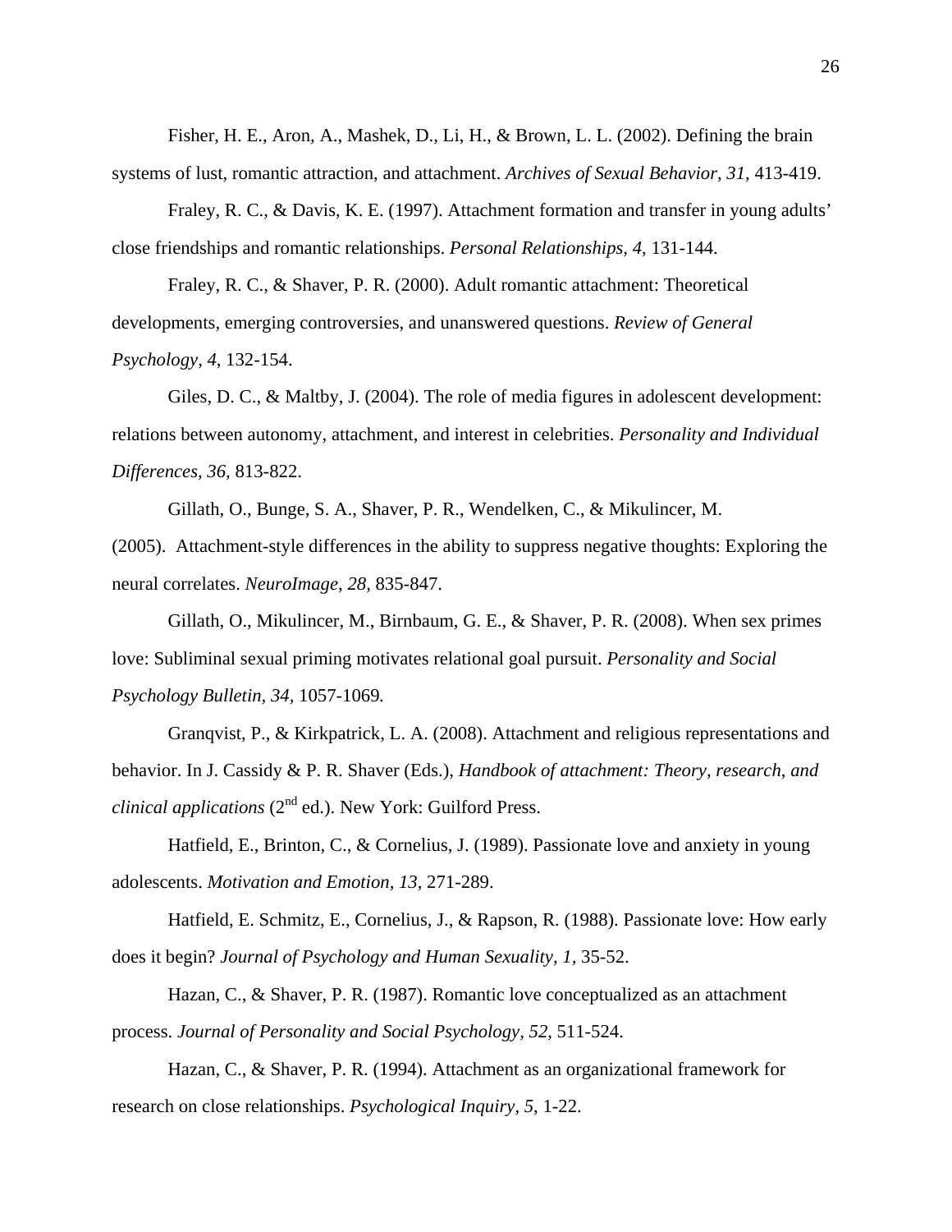Fisher, H. E., Aron, A., Mashek, D., Li, H., & Brown, L. L. (2002). Defining the brain systems of lust, romantic attraction, and attachment. *Archives of Sexual Behavior, 31,* 413-419.

Fraley, R. C., & Davis, K. E. (1997). Attachment formation and transfer in young adults' close friendships and romantic relationships. *Personal Relationships, 4,* 131-144.

Fraley, R. C., & Shaver, P. R. (2000). Adult romantic attachment: Theoretical developments, emerging controversies, and unanswered questions. *Review of General Psychology, 4,* 132-154.

Giles, D. C., & Maltby, J. (2004). The role of media figures in adolescent development: relations between autonomy, attachment, and interest in celebrities. *Personality and Individual Differences, 36,* 813-822.

Gillath, O., Bunge, S. A., Shaver, P. R., Wendelken, C., & Mikulincer, M. (2005). Attachment-style differences in the ability to suppress negative thoughts: Exploring the neural correlates. *NeuroImage, 28,* 835-847.

Gillath, O., Mikulincer, M., Birnbaum, G. E., & Shaver, P. R. (2008). When sex primes love: Subliminal sexual priming motivates relational goal pursuit. *Personality and Social Psychology Bulletin, 34,* 1057-1069.

Granqvist, P., & Kirkpatrick, L. A. (2008). Attachment and religious representations and behavior. In J. Cassidy & P. R. Shaver (Eds.), *Handbook of attachment: Theory, research, and clinical applications* (2nd ed.). New York: Guilford Press.

Hatfield, E., Brinton, C., & Cornelius, J. (1989). Passionate love and anxiety in young adolescents. *Motivation and Emotion, 13,* 271-289.

Hatfield, E. Schmitz, E., Cornelius, J., & Rapson, R. (1988). Passionate love: How early does it begin? *Journal of Psychology and Human Sexuality, 1,* 35-52.

Hazan, C., & Shaver, P. R. (1987). Romantic love conceptualized as an attachment process. *Journal of Personality and Social Psychology, 52,* 511-524.

Hazan, C., & Shaver, P. R. (1994). Attachment as an organizational framework for research on close relationships. *Psychological Inquiry, 5,* 1-22.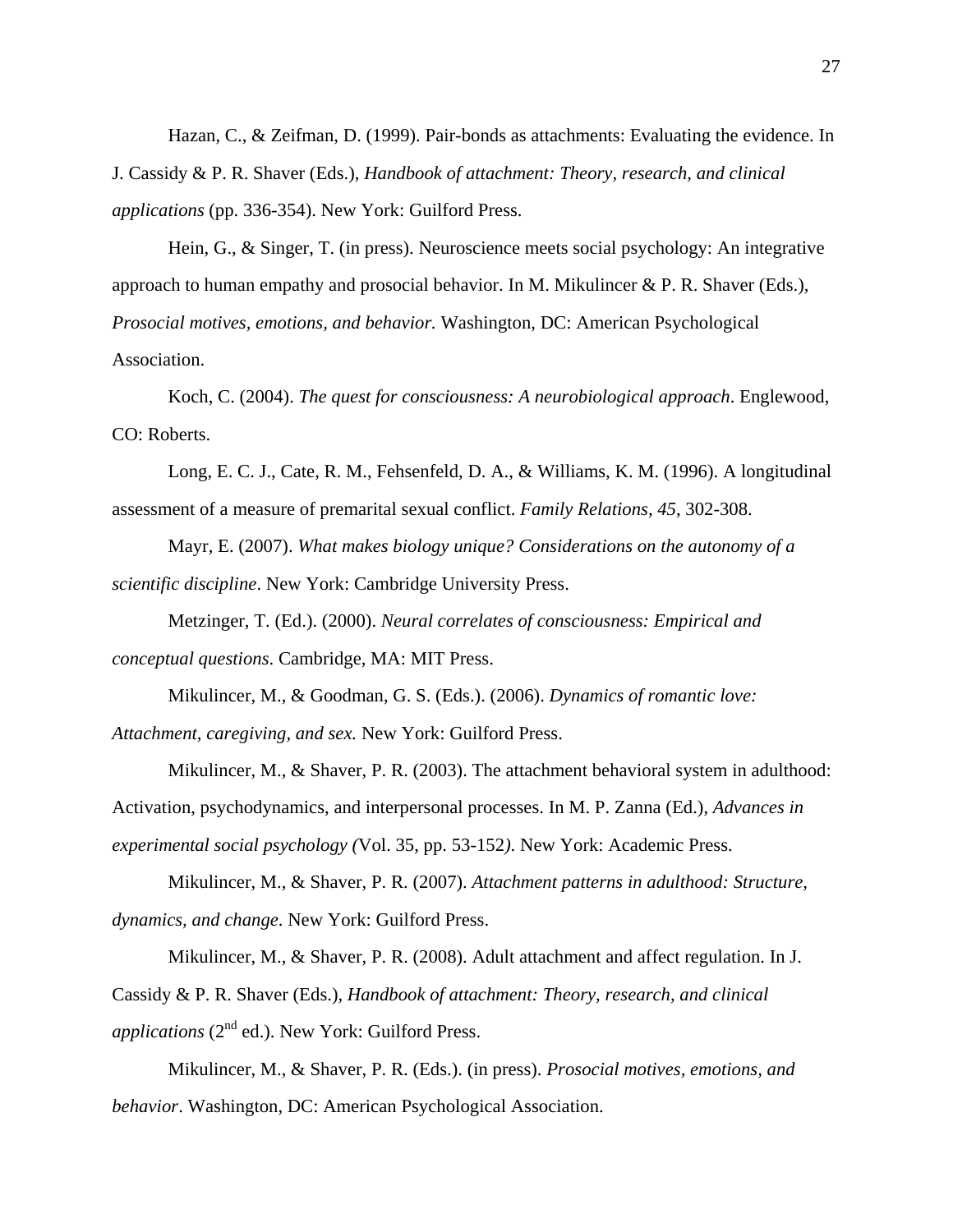Hazan, C., & Zeifman, D. (1999). Pair-bonds as attachments: Evaluating the evidence. In J. Cassidy & P. R. Shaver (Eds.), *Handbook of attachment: Theory, research, and clinical applications* (pp. 336-354). New York: Guilford Press.

Hein, G., & Singer, T. (in press). Neuroscience meets social psychology: An integrative approach to human empathy and prosocial behavior. In M. Mikulincer & P. R. Shaver (Eds.), *Prosocial motives, emotions, and behavior.* Washington, DC: American Psychological Association.

Koch, C. (2004). *The quest for consciousness: A neurobiological approach*. Englewood, CO: Roberts.

Long, E. C. J., Cate, R. M., Fehsenfeld, D. A., & Williams, K. M. (1996). A longitudinal assessment of a measure of premarital sexual conflict. *Family Relations, 45*, 302-308.

Mayr, E. (2007). *What makes biology unique? Considerations on the autonomy of a scientific discipline*. New York: Cambridge University Press.

Metzinger, T. (Ed.). (2000). *Neural correlates of consciousness: Empirical and conceptual questions*. Cambridge, MA: MIT Press.

Mikulincer, M., & Goodman, G. S. (Eds.). (2006). *Dynamics of romantic love: Attachment, caregiving, and sex.* New York: Guilford Press.

Mikulincer, M., & Shaver, P. R. (2003). The attachment behavioral system in adulthood: Activation, psychodynamics, and interpersonal processes. In M. P. Zanna (Ed.), *Advances in experimental social psychology (*Vol. 35, pp. 53-152*)*. New York: Academic Press.

Mikulincer, M., & Shaver, P. R. (2007). *Attachment patterns in adulthood: Structure, dynamics, and change*. New York: Guilford Press.

Mikulincer, M., & Shaver, P. R. (2008). Adult attachment and affect regulation. In J. Cassidy & P. R. Shaver (Eds.), *Handbook of attachment: Theory, research, and clinical applications* (2nd ed.). New York: Guilford Press.

Mikulincer, M., & Shaver, P. R. (Eds.). (in press). *Prosocial motives, emotions, and behavior*. Washington, DC: American Psychological Association.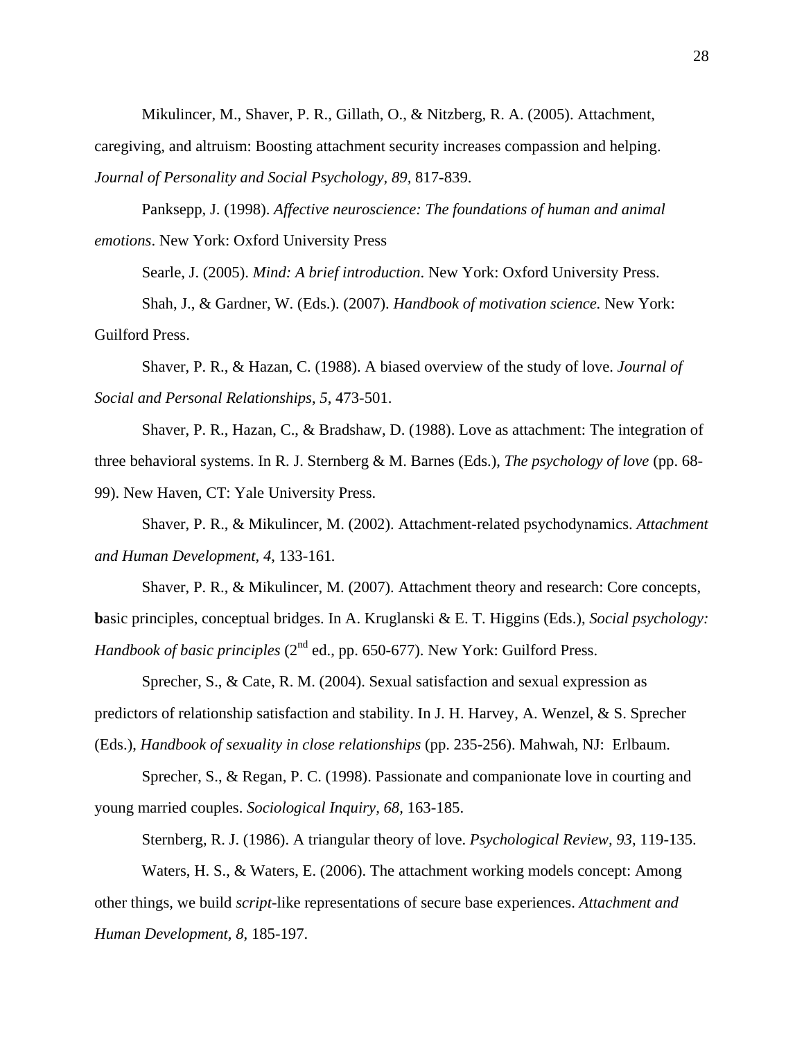Mikulincer, M., Shaver, P. R., Gillath, O., & Nitzberg, R. A. (2005). Attachment, caregiving, and altruism: Boosting attachment security increases compassion and helping. *Journal of Personality and Social Psychology, 89,* 817-839.

Panksepp, J. (1998). *Affective neuroscience: The foundations of human and animal emotions*. New York: Oxford University Press

Searle, J. (2005). *Mind: A brief introduction*. New York: Oxford University Press.

Shah, J., & Gardner, W. (Eds.). (2007). *Handbook of motivation science.* New York: Guilford Press.

Shaver, P. R., & Hazan, C. (1988). A biased overview of the study of love. *Journal of Social and Personal Relationships*, *5*, 473-501.

Shaver, P. R., Hazan, C., & Bradshaw, D. (1988). Love as attachment: The integration of three behavioral systems. In R. J. Sternberg & M. Barnes (Eds.), *The psychology of love* (pp. 68-99). New Haven, CT: Yale University Press.

Shaver, P. R., & Mikulincer, M. (2002). Attachment-related psychodynamics. *Attachment and Human Development, 4*, 133-161*.*

Shaver, P. R., & Mikulincer, M. (2007). Attachment theory and research: Core concepts, **b**asic principles, conceptual bridges. In A. Kruglanski & E. T. Higgins (Eds.), *Social psychology: Handbook of basic principles* (2nd ed., pp. 650-677). New York: Guilford Press.

Sprecher, S., & Cate, R. M. (2004). Sexual satisfaction and sexual expression as predictors of relationship satisfaction and stability. In J. H. Harvey, A. Wenzel, & S. Sprecher (Eds.), *Handbook of sexuality in close relationships* (pp. 235-256). Mahwah, NJ: Erlbaum.

Sprecher, S., & Regan, P. C. (1998). Passionate and companionate love in courting and young married couples. *Sociological Inquiry, 68,* 163-185.

Sternberg, R. J. (1986). A triangular theory of love. *Psychological Review, 93*, 119-135.

Waters, H. S., & Waters, E. (2006). The attachment working models concept: Among other things, we build *script*-like representations of secure base experiences. *Attachment and Human Development, 8*, 185-197.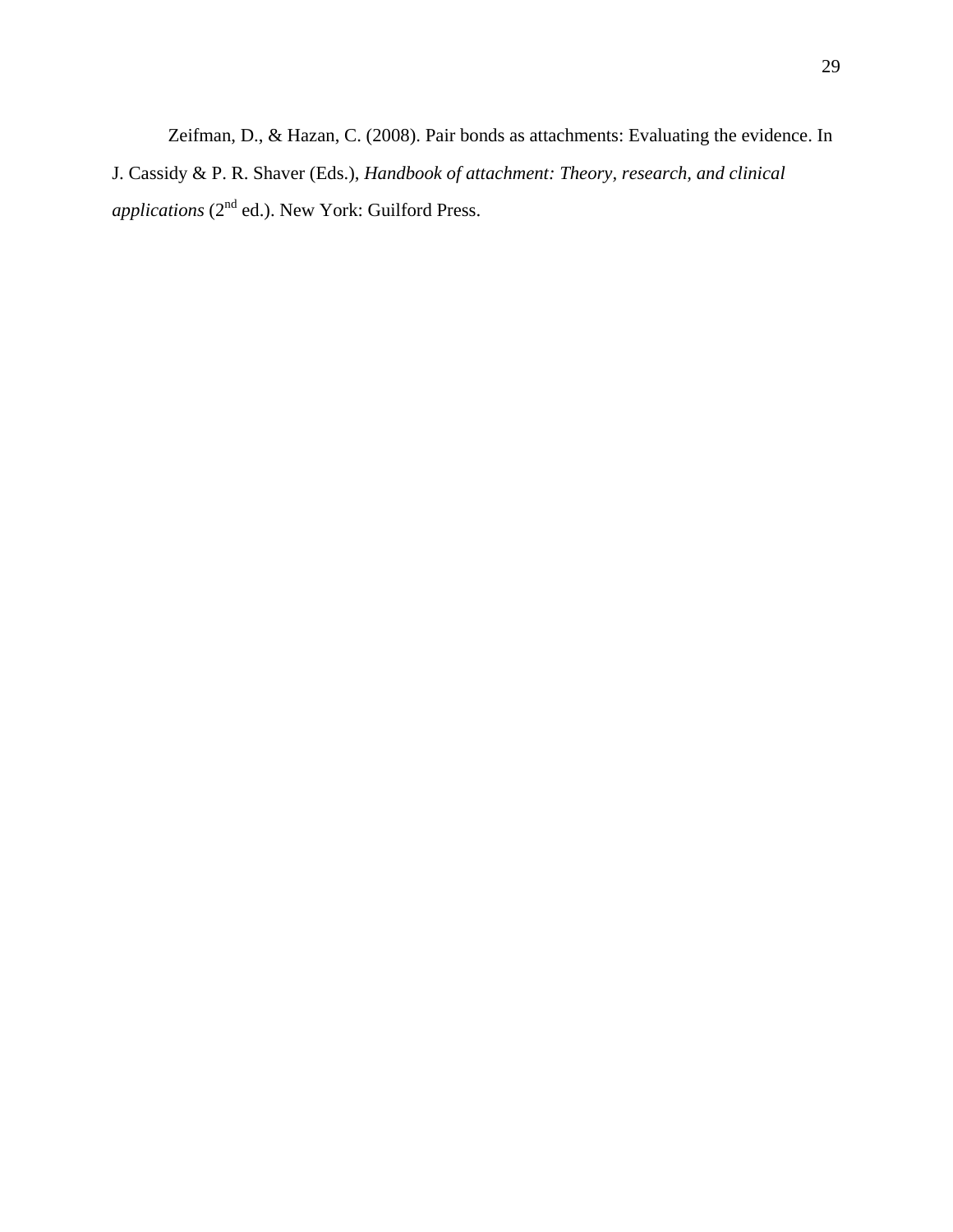Zeifman, D., & Hazan, C. (2008). Pair bonds as attachments: Evaluating the evidence. In J. Cassidy & P. R. Shaver (Eds.), *Handbook of attachment: Theory, research, and clinical applications* (2nd ed.). New York: Guilford Press.